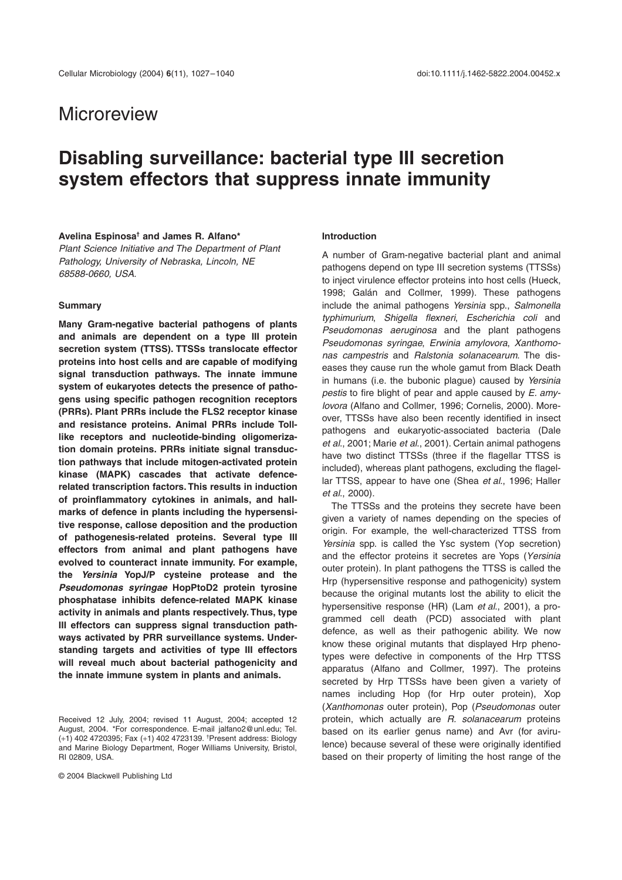# Microreview

# Disabling surveillance: bacterial type III secretion system effectors that suppress innate immunity

**Avelina Espinosa**[†] **and James R. Alfano***

*Plant Science Initiative and The Department of Plant Pathology, University of Nebraska, Lincoln, NE 68588-0660, USA.*

## Summary

**Many Gram-negative bacterial pathogens of plants and animals are dependent on a type III protein secretion system (TTSS). TTSSs translocate effector proteins into host cells and are capable of modifying signal transduction pathways. The innate immune system of eukaryotes detects the presence of pathogens using specific pathogen recognition receptors (PRRs). Plant PRRs include the FLS2 receptor kinase and resistance proteins. Animal PRRs include Toll-like receptors and nucleotide-binding oligomerization domain proteins. PRRs initiate signal transduction pathways that include mitogen-activated protein kinase (MAPK) cascades that activate defence-related transcription factors. This results in induction of proinflammatory cytokines in animals, and hallmarks of defence in plants including the hypersensitive response, callose deposition and the production of pathogenesis-related proteins. Several type III effectors from animal and plant pathogens have evolved to counteract innate immunity. For example, the *Yersinia* YopJ/P cysteine protease and the *Pseudomonas syringae* HopPtoD2 protein tyrosine phosphatase inhibits defence-related MAPK kinase activity in animals and plants respectively. Thus, type III effectors can suppress signal transduction pathways activated by PRR surveillance systems. Understanding targets and activities of type III effectors will reveal much about bacterial pathogenicity and the innate immune system in plants and animals.**

Received 12 July, 2004; revised 11 August, 2004; accepted 12 August, 2004. *For correspondence. E-mail jalfano2@unl.edu; Tel. (+1) 402 4720395; Fax (+1) 402 4723139. [†]Present address: Biology and Marine Biology Department, Roger Williams University, Bristol, RI 02809, USA.

## Introduction

A number of Gram-negative bacterial plant and animal pathogens depend on type III secretion systems (TTSSs) to inject virulence effector proteins into host cells (Hueck, 1998; Galán and Collmer, 1999). These pathogens include the animal pathogens *Yersinia* spp., *Salmonella typhimurium*, *Shigella flexneri*, *Escherichia coli* and *Pseudomonas aeruginosa* and the plant pathogens *Pseudomonas syringae*, *Erwinia amylovora*, *Xanthomonas campestris* and *Ralstonia solanacearum*. The diseases they cause run the whole gamut from Black Death in humans (i.e. the bubonic plague) caused by *Yersinia pestis* to fire blight of pear and apple caused by *E. amylovora* (Alfano and Collmer, 1996; Cornelis, 2000). Moreover, TTSSs have also been recently identified in insect pathogens and eukaryotic-associated bacteria (Dale *et al*., 2001; Marie *et al*., 2001). Certain animal pathogens have two distinct TTSSs (three if the flagellar TTSS is included), whereas plant pathogens, excluding the flagellar TTSS, appear to have one (Shea *et al*., 1996; Haller *et al*., 2000).

The TTSSs and the proteins they secrete have been given a variety of names depending on the species of origin. For example, the well-characterized TTSS from *Yersinia* spp. is called the Ysc system (Yop secretion) and the effector proteins it secretes are Yops (*Yersinia* outer protein). In plant pathogens the TTSS is called the Hrp (hypersensitive response and pathogenicity) system because the original mutants lost the ability to elicit the hypersensitive response (HR) (Lam *et al*., 2001), a programmed cell death (PCD) associated with plant defence, as well as their pathogenic ability. We now know these original mutants that displayed Hrp phenotypes were defective in components of the Hrp TTSS apparatus (Alfano and Collmer, 1997). The proteins secreted by Hrp TTSSs have been given a variety of names including Hop (for Hrp outer protein), Xop (*Xanthomonas* outer protein), Pop (*Pseudomonas* outer protein, which actually are *R. solanacearum* proteins based on its earlier genus name) and Avr (for avirulence) because several of these were originally identified based on their property of limiting the host range of the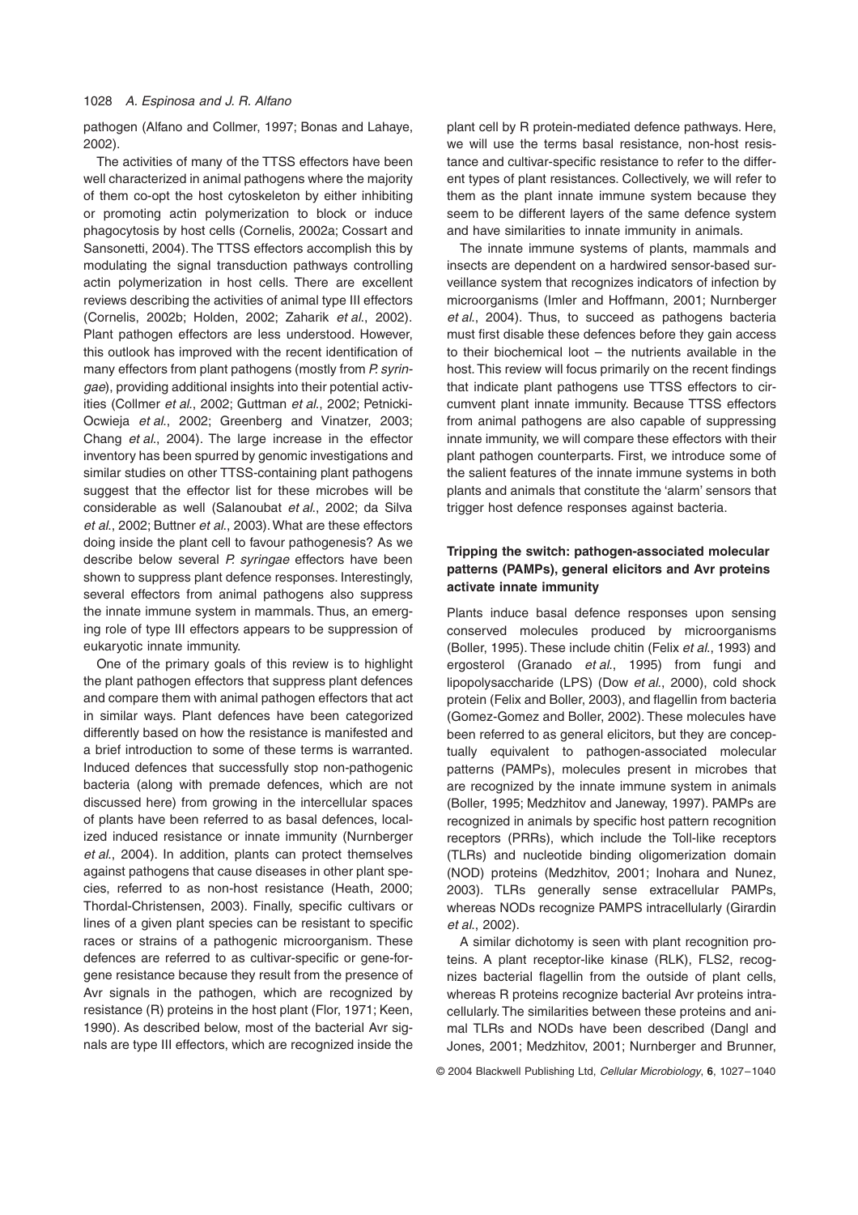pathogen (Alfano and Collmer, 1997; Bonas and Lahaye, 2002).

The activities of many of the TTSS effectors have been well characterized in animal pathogens where the majority of them co-opt the host cytoskeleton by either inhibiting or promoting actin polymerization to block or induce phagocytosis by host cells (Cornelis, 2002a; Cossart and Sansonetti, 2004). The TTSS effectors accomplish this by modulating the signal transduction pathways controlling actin polymerization in host cells. There are excellent reviews describing the activities of animal type III effectors (Cornelis, 2002b; Holden, 2002; Zaharik *et al*., 2002). Plant pathogen effectors are less understood. However, this outlook has improved with the recent identification of many effectors from plant pathogens (mostly from *P. syringae*), providing additional insights into their potential activities (Collmer *et al*., 2002; Guttman *et al*., 2002; Petnicki-Ocwieja *et al*., 2002; Greenberg and Vinatzer, 2003; Chang *et al*., 2004). The large increase in the effector inventory has been spurred by genomic investigations and similar studies on other TTSS-containing plant pathogens suggest that the effector list for these microbes will be considerable as well (Salanoubat *et al*., 2002; da Silva *et al*., 2002; Buttner *et al*., 2003). What are these effectors doing inside the plant cell to favour pathogenesis? As we describe below several *P. syringae* effectors have been shown to suppress plant defence responses. Interestingly, several effectors from animal pathogens also suppress the innate immune system in mammals. Thus, an emerging role of type III effectors appears to be suppression of eukaryotic innate immunity.

One of the primary goals of this review is to highlight the plant pathogen effectors that suppress plant defences and compare them with animal pathogen effectors that act in similar ways. Plant defences have been categorized differently based on how the resistance is manifested and a brief introduction to some of these terms is warranted. Induced defences that successfully stop non-pathogenic bacteria (along with premade defences, which are not discussed here) from growing in the intercellular spaces of plants have been referred to as basal defences, localized induced resistance or innate immunity (Nurnberger *et al*., 2004). In addition, plants can protect themselves against pathogens that cause diseases in other plant species, referred to as non-host resistance (Heath, 2000; Thordal-Christensen, 2003). Finally, specific cultivars or lines of a given plant species can be resistant to specific races or strains of a pathogenic microorganism. These defences are referred to as cultivar-specific or gene-for-gene resistance because they result from the presence of Avr signals in the pathogen, which are recognized by resistance (R) proteins in the host plant (Flor, 1971; Keen, 1990). As described below, most of the bacterial Avr signals are type III effectors, which are recognized inside the plant cell by R protein-mediated defence pathways. Here, we will use the terms basal resistance, non-host resistance and cultivar-specific resistance to refer to the different types of plant resistances. Collectively, we will refer to them as the plant innate immune system because they seem to be different layers of the same defence system and have similarities to innate immunity in animals.

The innate immune systems of plants, mammals and insects are dependent on a hardwired sensor-based surveillance system that recognizes indicators of infection by microorganisms (Imler and Hoffmann, 2001; Nurnberger *et al*., 2004). Thus, to succeed as pathogens bacteria must first disable these defences before they gain access to their biochemical loot – the nutrients available in the host. This review will focus primarily on the recent findings that indicate plant pathogens use TTSS effectors to circumvent plant innate immunity. Because TTSS effectors from animal pathogens are also capable of suppressing innate immunity, we will compare these effectors with their plant pathogen counterparts. First, we introduce some of the salient features of the innate immune systems in both plants and animals that constitute the 'alarm' sensors that trigger host defence responses against bacteria.

## Tripping the switch: pathogen-associated molecular patterns (PAMPs), general elicitors and Avr proteins activate innate immunity

Plants induce basal defence responses upon sensing conserved molecules produced by microorganisms (Boller, 1995). These include chitin (Felix *et al*., 1993) and ergosterol (Granado *et al*., 1995) from fungi and lipopolysaccharide (LPS) (Dow *et al*., 2000), cold shock protein (Felix and Boller, 2003), and flagellin from bacteria (Gomez-Gomez and Boller, 2002). These molecules have been referred to as general elicitors, but they are conceptually equivalent to pathogen-associated molecular patterns (PAMPs), molecules present in microbes that are recognized by the innate immune system in animals (Boller, 1995; Medzhitov and Janeway, 1997). PAMPs are recognized in animals by specific host pattern recognition receptors (PRRs), which include the Toll-like receptors (TLRs) and nucleotide binding oligomerization domain (NOD) proteins (Medzhitov, 2001; Inohara and Nunez, 2003). TLRs generally sense extracellular PAMPs, whereas NODs recognize PAMPS intracellularly (Girardin *et al*., 2002).

A similar dichotomy is seen with plant recognition proteins. A plant receptor-like kinase (RLK), FLS2, recognizes bacterial flagellin from the outside of plant cells, whereas R proteins recognize bacterial Avr proteins intracellularly. The similarities between these proteins and animal TLRs and NODs have been described (Dangl and Jones, 2001; Medzhitov, 2001; Nurnberger and Brunner,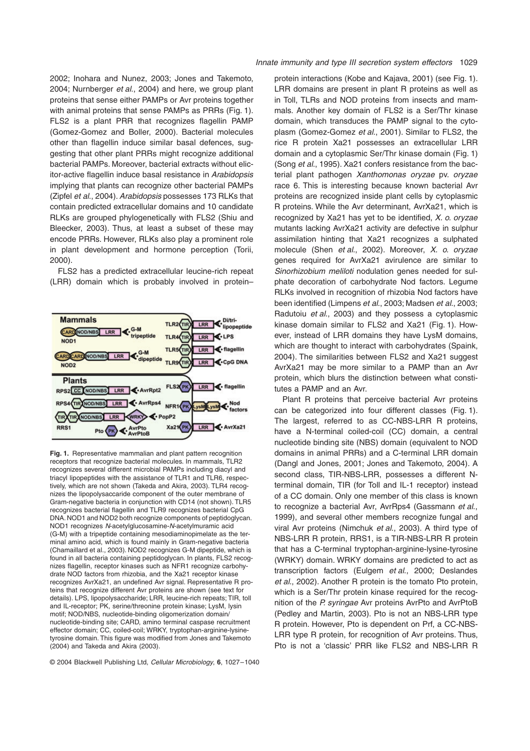2002; Inohara and Nunez, 2003; Jones and Takemoto, 2004; Nurnberger *et al*., 2004) and here, we group plant proteins that sense either PAMPs or Avr proteins together with animal proteins that sense PAMPs as PRRs (Fig. 1). FLS2 is a plant PRR that recognizes flagellin PAMP (Gomez-Gomez and Boller, 2000). Bacterial molecules other than flagellin induce similar basal defences, suggesting that other plant PRRs might recognize additional bacterial PAMPs. Moreover, bacterial extracts without elicitor-active flagellin induce basal resistance in *Arabidopsis* implying that plants can recognize other bacterial PAMPs (Zipfel *et al*., 2004). *Arabidopsis* possesses 173 RLKs that contain predicted extracellular domains and 10 candidate RLKs are grouped phylogenetically with FLS2 (Shiu and Bleecker, 2003). Thus, at least a subset of these may encode PRRs. However, RLKs also play a prominent role in plant development and hormone perception (Torii, 2000).

FLS2 has a predicted extracellular leucine-rich repeat (LRR) domain which is probably involved in protein–protein interactions (Kobe and Kajava, 2001) (see Fig. 1). LRR domains are present in plant R proteins as well as in Toll, TLRs and NOD proteins from insects and mammals. Another key domain of FLS2 is a Ser/Thr kinase domain, which transduces the PAMP signal to the cytoplasm (Gomez-Gomez *et al*., 2001). Similar to FLS2, the rice R protein Xa21 possesses an extracellular LRR domain and a cytoplasmic Ser/Thr kinase domain (Fig. 1) (Song *et al*., 1995). Xa21 confers resistance from the bacterial plant pathogen *Xanthomonas oryzae* pv. *oryzae* race 6. This is interesting because known bacterial Avr proteins are recognized inside plant cells by cytoplasmic R proteins. While the Avr determinant, AvrXa21, which is recognized by Xa21 has yet to be identified, *X. o. oryzae* mutants lacking AvrXa21 activity are defective in sulphur assimilation hinting that Xa21 recognizes a sulphated molecule (Shen *et al*., 2002). Moreover, *X. o. oryzae* genes required for AvrXa21 avirulence are similar to *Sinorhizobium meliloti* nodulation genes needed for sulphate decoration of carbohydrate Nod factors. Legume RLKs involved in recognition of rhizobia Nod factors have been identified (Limpens *et al*., 2003; Madsen *et al*., 2003; Radutoiu *et al*., 2003) and they possess a cytoplasmic kinase domain similar to FLS2 and Xa21 (Fig. 1). However, instead of LRR domains they have LysM domains, which are thought to interact with carbohydrates (Spaink, 2004). The similarities between FLS2 and Xa21 suggest AvrXa21 may be more similar to a PAMP than an Avr protein, which blurs the distinction between what constitutes a PAMP and an Avr.

**Fig. 1.** Representative mammalian and plant pattern recognition receptors that recognize bacterial molecules. In mammals, TLR2 recognizes several different microbial PAMPs including diacyl and triacyl lipopeptides with the assistance of TLR1 and TLR6, respectively, which are not shown (Takeda and Akira, 2003). TLR4 recognizes the lipopolysaccaride component of the outer membrane of Gram-negative bacteria in conjunction with CD14 (not shown). TLR5 recognizes bacterial flagellin and TLR9 recognizes bacterial CpG DNA. NOD1 and NOD2 both recognize components of peptidoglycan. NOD1 recognizes *N*-acetylglucosamine-*N*-acetylmuramic acid (G-M) with a tripeptide containing mesodiaminopimelate as the terminal amino acid, which is found mainly in Gram-negative bacteria (Chamaillard et al., 2003). NOD2 recognizes G-M dipeptide, which is found in all bacteria containing peptidoglycan. In plants, FLS2 recognizes flagellin, receptor kinases such as NFR1 recognize carbohydrate NOD factors from rhizobia, and the Xa21 receptor kinase recognizes AvrXa21, an undefined Avr signal. Representative R proteins that recognize different Avr proteins are shown (see text for details). LPS, lipopolysaccharide; LRR, leucine-rich repeats; TIR, toll and IL-receptor; PK, serine/threonine protein kinase; LysM, lysin motif; NOD/NBS, nucleotide-binding oligomerization domain/nucleotide-binding site; CARD, amino terminal caspase recruitment effector domain; CC, coiled-coil; WRKY, tryptophan-arginine-lysine-tyrosine domain. This figure was modified from Jones and Takemoto (2004) and Takeda and Akira (2003).

Plant R proteins that perceive bacterial Avr proteins can be categorized into four different classes (Fig. 1). The largest, referred to as CC-NBS-LRR R proteins, have a N-terminal coiled-coil (CC) domain, a central nucleotide binding site (NBS) domain (equivalent to NOD domains in animal PRRs) and a C-terminal LRR domain (Dangl and Jones, 2001; Jones and Takemoto, 2004). A second class, TIR-NBS-LRR, possesses a different N-terminal domain, TIR (for Toll and IL-1 receptor) instead of a CC domain. Only one member of this class is known to recognize a bacterial Avr, AvrRps4 (Gassmann *et al*., 1999), and several other members recognize fungal and viral Avr proteins (Nimchuk *et al*., 2003). A third type of NBS-LRR R protein, RRS1, is a TIR-NBS-LRR R protein that has a C-terminal tryptophan-arginine-lysine-tyrosine (WRKY) domain. WRKY domains are predicted to act as transcription factors (Eulgem *et al*., 2000; Deslandes *et al*., 2002). Another R protein is the tomato Pto protein, which is a Ser/Thr protein kinase required for the recognition of the *P. syringae* Avr proteins AvrPto and AvrPtoB (Pedley and Martin, 2003). Pto is not an NBS-LRR type R protein. However, Pto is dependent on Prf, a CC-NBS-LRR type R protein, for recognition of Avr proteins. Thus, Pto is not a 'classic' PRR like FLS2 and NBS-LRR R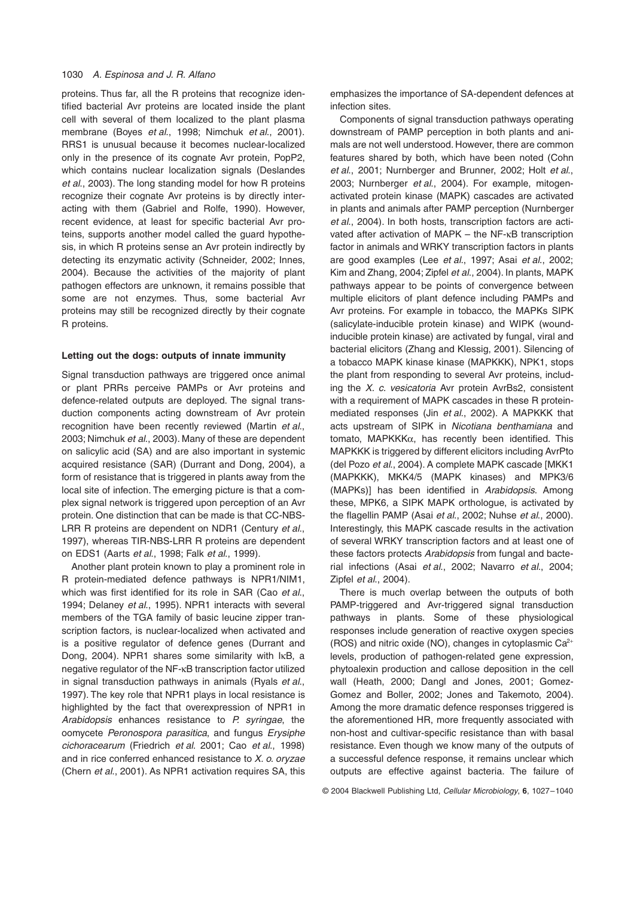proteins. Thus far, all the R proteins that recognize identified bacterial Avr proteins are located inside the plant cell with several of them localized to the plant plasma membrane (Boyes *et al.*, 1998; Nimchuk *et al.*, 2001). RRS1 is unusual because it becomes nuclear-localized only in the presence of its cognate Avr protein, PopP2, which contains nuclear localization signals (Deslandes *et al.*, 2003). The long standing model for how R proteins recognize their cognate Avr proteins is by directly interacting with them (Gabriel and Rolfe, 1990). However, recent evidence, at least for specific bacterial Avr proteins, supports another model called the guard hypothesis, in which R proteins sense an Avr protein indirectly by detecting its enzymatic activity (Schneider, 2002; Innes, 2004). Because the activities of the majority of plant pathogen effectors are unknown, it remains possible that some are not enzymes. Thus, some bacterial Avr proteins may still be recognized directly by their cognate R proteins.

### Letting out the dogs: outputs of innate immunity

Signal transduction pathways are triggered once animal or plant PRRs perceive PAMPs or Avr proteins and defence-related outputs are deployed. The signal transduction components acting downstream of Avr protein recognition have been recently reviewed (Martin *et al.*, 2003; Nimchuk *et al.*, 2003). Many of these are dependent on salicylic acid (SA) and are also important in systemic acquired resistance (SAR) (Durrant and Dong, 2004), a form of resistance that is triggered in plants away from the local site of infection. The emerging picture is that a complex signal network is triggered upon perception of an Avr protein. One distinction that can be made is that CC-NBS-LRR R proteins are dependent on NDR1 (Century *et al.*, 1997), whereas TIR-NBS-LRR R proteins are dependent on EDS1 (Aarts *et al.*, 1998; Falk *et al.*, 1999).

Another plant protein known to play a prominent role in R protein-mediated defence pathways is NPR1/NIM1, which was first identified for its role in SAR (Cao *et al.*, 1994; Delaney *et al.*, 1995). NPR1 interacts with several members of the TGA family of basic leucine zipper transcription factors, is nuclear-localized when activated and is a positive regulator of defence genes (Durrant and Dong, 2004). NPR1 shares some similarity with IκB, a negative regulator of the NF-κB transcription factor utilized in signal transduction pathways in animals (Ryals *et al.*, 1997). The key role that NPR1 plays in local resistance is highlighted by the fact that overexpression of NPR1 in *Arabidopsis* enhances resistance to *P. syringae*, the oomycete *Peronospora parasitica*, and fungus *Erysiphe cichoracearum* (Friedrich *et al.* 2001; Cao *et al.*, 1998) and in rice conferred enhanced resistance to *X. o. oryzae* (Chern *et al.*, 2001). As NPR1 activation requires SA, this emphasizes the importance of SA-dependent defences at infection sites.

Components of signal transduction pathways operating downstream of PAMP perception in both plants and animals are not well understood. However, there are common features shared by both, which have been noted (Cohn *et al.*, 2001; Nurnberger and Brunner, 2002; Holt *et al.*, 2003; Nurnberger *et al.*, 2004). For example, mitogen-activated protein kinase (MAPK) cascades are activated in plants and animals after PAMP perception (Nurnberger *et al.*, 2004). In both hosts, transcription factors are activated after activation of MAPK – the NF-κB transcription factor in animals and WRKY transcription factors in plants are good examples (Lee *et al.*, 1997; Asai *et al.*, 2002; Kim and Zhang, 2004; Zipfel *et al.*, 2004). In plants, MAPK pathways appear to be points of convergence between multiple elicitors of plant defence including PAMPs and Avr proteins. For example in tobacco, the MAPKs SIPK (salicylate-inducible protein kinase) and WIPK (wound-inducible protein kinase) are activated by fungal, viral and bacterial elicitors (Zhang and Klessig, 2001). Silencing of a tobacco MAPK kinase kinase (MAPKKK), NPK1, stops the plant from responding to several Avr proteins, including the *X. c. vesicatoria* Avr protein AvrBs2, consistent with a requirement of MAPK cascades in these R protein-mediated responses (Jin *et al.*, 2002). A MAPKKK that acts upstream of SIPK in *Nicotiana benthamiana* and tomato, MAPKKKα, has recently been identified. This MAPKKK is triggered by different elicitors including AvrPto (del Pozo *et al.*, 2004). A complete MAPK cascade [MKK1 (MAPKKK), MKK4/5 (MAPK kinases) and MPK3/6 (MAPKs)] has been identified in *Arabidopsis*. Among these, MPK6, a SIPK MAPK orthologue, is activated by the flagellin PAMP (Asai *et al.*, 2002; Nuhse *et al.*, 2000). Interestingly, this MAPK cascade results in the activation of several WRKY transcription factors and at least one of these factors protects *Arabidopsis* from fungal and bacterial infections (Asai *et al.*, 2002; Navarro *et al.*, 2004; Zipfel *et al.*, 2004).

There is much overlap between the outputs of both PAMP-triggered and Avr-triggered signal transduction pathways in plants. Some of these physiological responses include generation of reactive oxygen species (ROS) and nitric oxide (NO), changes in cytoplasmic $Ca^{2+}$ levels, production of pathogen-related gene expression, phytoalexin production and callose deposition in the cell wall (Heath, 2000; Dangl and Jones, 2001; Gomez-Gomez and Boller, 2002; Jones and Takemoto, 2004). Among the more dramatic defence responses triggered is the aforementioned HR, more frequently associated with non-host and cultivar-specific resistance than with basal resistance. Even though we know many of the outputs of a successful defence response, it remains unclear which outputs are effective against bacteria. The failure of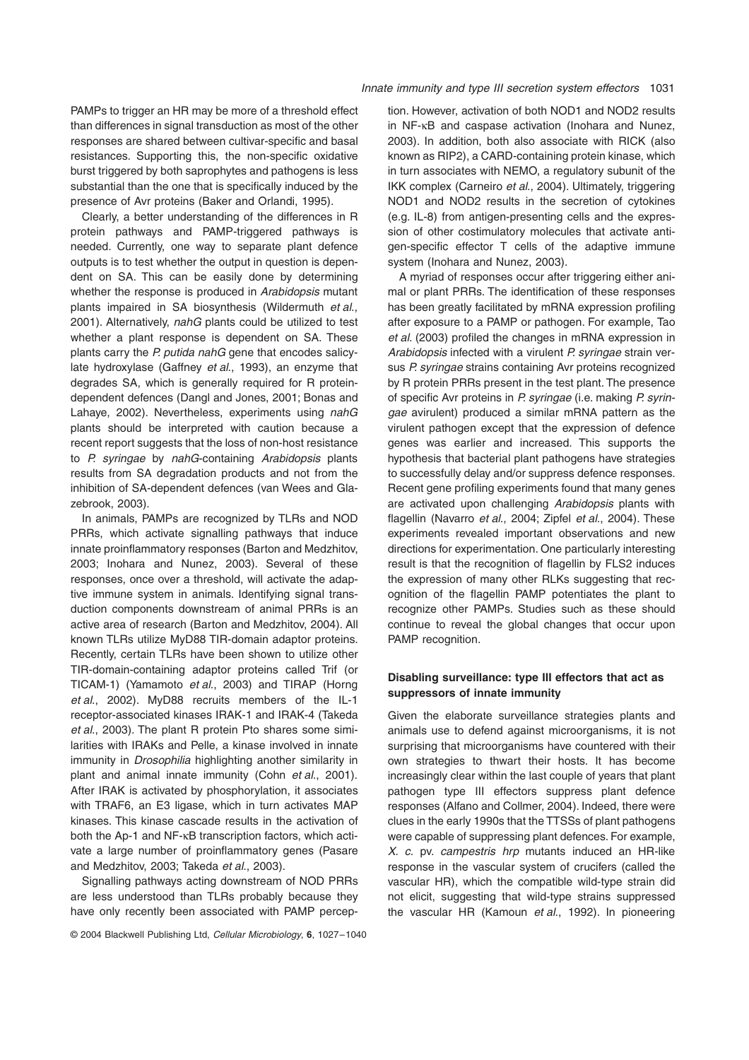PAMPs to trigger an HR may be more of a threshold effect than differences in signal transduction as most of the other responses are shared between cultivar-specific and basal resistances. Supporting this, the non-specific oxidative burst triggered by both saprophytes and pathogens is less substantial than the one that is specifically induced by the presence of Avr proteins (Baker and Orlandi, 1995).

Clearly, a better understanding of the differences in R protein pathways and PAMP-triggered pathways is needed. Currently, one way to separate plant defence outputs is to test whether the output in question is dependent on SA. This can be easily done by determining whether the response is produced in *Arabidopsis* mutant plants impaired in SA biosynthesis (Wildermuth *et al.*, 2001). Alternatively, *nahG* plants could be utilized to test whether a plant response is dependent on SA. These plants carry the *P. putida nahG* gene that encodes salicylate hydroxylase (Gaffney *et al.*, 1993), an enzyme that degrades SA, which is generally required for R protein-dependent defences (Dangl and Jones, 2001; Bonas and Lahaye, 2002). Nevertheless, experiments using *nahG* plants should be interpreted with caution because a recent report suggests that the loss of non-host resistance to *P. syringae* by *nahG*-containing *Arabidopsis* plants results from SA degradation products and not from the inhibition of SA-dependent defences (van Wees and Glazebrook, 2003).

In animals, PAMPs are recognized by TLRs and NOD PRRs, which activate signalling pathways that induce innate proinflammatory responses (Barton and Medzhitov, 2003; Inohara and Nunez, 2003). Several of these responses, once over a threshold, will activate the adaptive immune system in animals. Identifying signal transduction components downstream of animal PRRs is an active area of research (Barton and Medzhitov, 2004). All known TLRs utilize MyD88 TIR-domain adaptor proteins. Recently, certain TLRs have been shown to utilize other TIR-domain-containing adaptor proteins called Trif (or TICAM-1) (Yamamoto *et al.*, 2003) and TIRAP (Horng *et al.*, 2002). MyD88 recruits members of the IL-1 receptor-associated kinases IRAK-1 and IRAK-4 (Takeda *et al.*, 2003). The plant R protein Pto shares some similarities with IRAKs and Pelle, a kinase involved in innate immunity in *Drosophilia* highlighting another similarity in plant and animal innate immunity (Cohn *et al.*, 2001). After IRAK is activated by phosphorylation, it associates with TRAF6, an E3 ligase, which in turn activates MAP kinases. This kinase cascade results in the activation of both the Ap-1 and NF-κB transcription factors, which activate a large number of proinflammatory genes (Pasare and Medzhitov, 2003; Takeda *et al.*, 2003).

Signalling pathways acting downstream of NOD PRRs are less understood than TLRs probably because they have only recently been associated with PAMP perception. However, activation of both NOD1 and NOD2 results in NF-κB and caspase activation (Inohara and Nunez, 2003). In addition, both also associate with RICK (also known as RIP2), a CARD-containing protein kinase, which in turn associates with NEMO, a regulatory subunit of the IKK complex (Carneiro *et al.*, 2004). Ultimately, triggering NOD1 and NOD2 results in the secretion of cytokines (e.g. IL-8) from antigen-presenting cells and the expression of other costimulatory molecules that activate antigen-specific effector T cells of the adaptive immune system (Inohara and Nunez, 2003).

A myriad of responses occur after triggering either animal or plant PRRs. The identification of these responses has been greatly facilitated by mRNA expression profiling after exposure to a PAMP or pathogen. For example, Tao *et al.* (2003) profiled the changes in mRNA expression in *Arabidopsis* infected with a virulent *P. syringae* strain versus *P. syringae* strains containing Avr proteins recognized by R protein PRRs present in the test plant. The presence of specific Avr proteins in *P. syringae* (i.e. making *P. syringae* avirulent) produced a similar mRNA pattern as the virulent pathogen except that the expression of defence genes was earlier and increased. This supports the hypothesis that bacterial plant pathogens have strategies to successfully delay and/or suppress defence responses. Recent gene profiling experiments found that many genes are activated upon challenging *Arabidopsis* plants with flagellin (Navarro *et al.*, 2004; Zipfel *et al.*, 2004). These experiments revealed important observations and new directions for experimentation. One particularly interesting result is that the recognition of flagellin by FLS2 induces the expression of many other RLKs suggesting that recognition of the flagellin PAMP potentiates the plant to recognize other PAMPs. Studies such as these should continue to reveal the global changes that occur upon PAMP recognition.

### Disabling surveillance: type III effectors that act as suppressors of innate immunity

Given the elaborate surveillance strategies plants and animals use to defend against microorganisms, it is not surprising that microorganisms have countered with their own strategies to thwart their hosts. It has become increasingly clear within the last couple of years that plant pathogen type III effectors suppress plant defence responses (Alfano and Collmer, 2004). Indeed, there were clues in the early 1990s that the TTSSs of plant pathogens were capable of suppressing plant defences. For example, *X. c.* pv. *campestris hrp* mutants induced an HR-like response in the vascular system of crucifers (called the vascular HR), which the compatible wild-type strain did not elicit, suggesting that wild-type strains suppressed the vascular HR (Kamoun *et al.*, 1992). In pioneering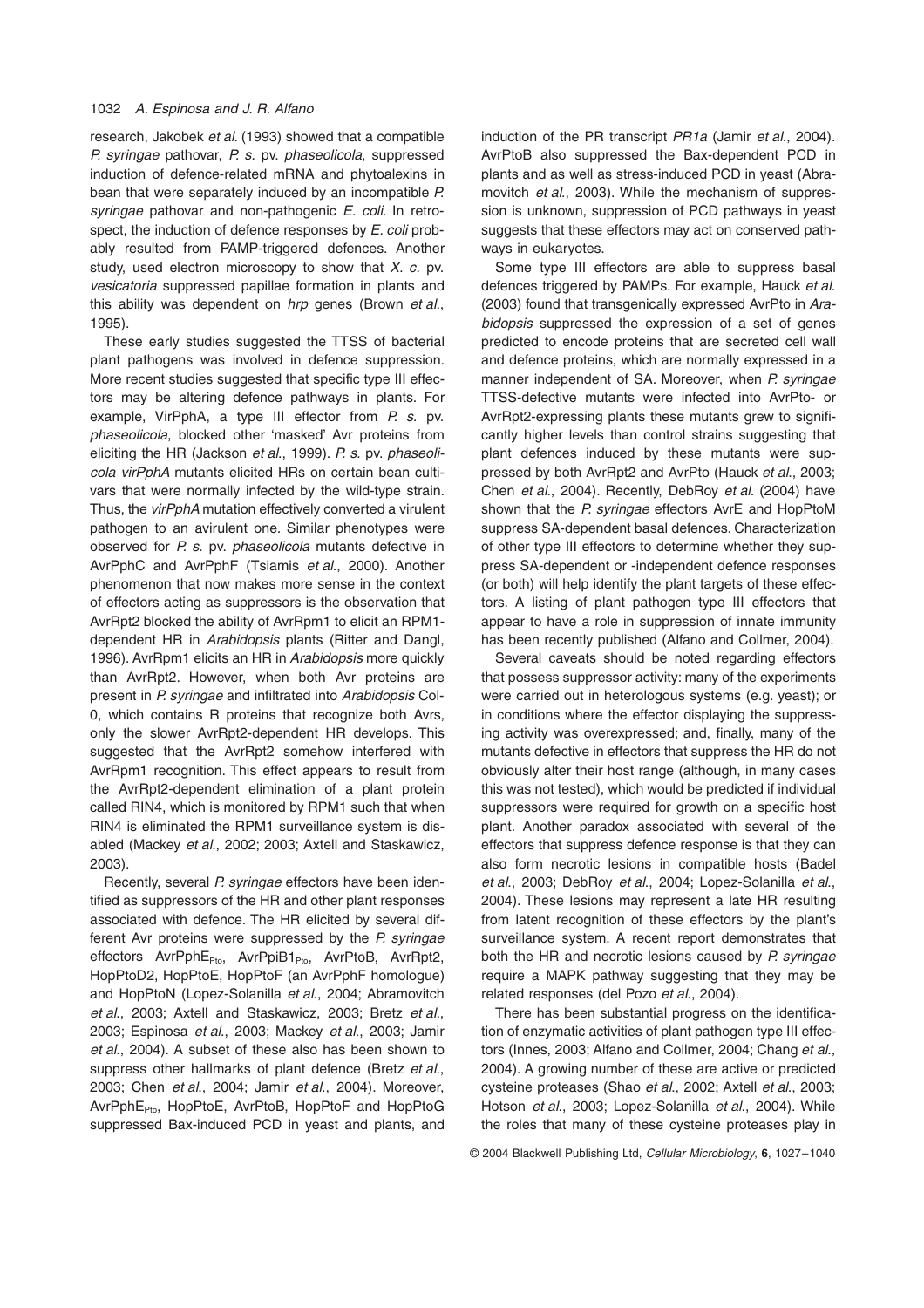research, Jakobek *et al.* (1993) showed that a compatible *P. syringae* pathovar, *P. s.* pv. *phaseolicola*, suppressed induction of defence-related mRNA and phytoalexins in bean that were separately induced by an incompatible *P. syringae* pathovar and non-pathogenic *E. coli*. In retrospect, the induction of defence responses by *E. coli* probably resulted from PAMP-triggered defences. Another study, used electron microscopy to show that *X. c.* pv. *vesicatoria* suppressed papillae formation in plants and this ability was dependent on *hrp* genes (Brown *et al.*, 1995).

These early studies suggested the TTSS of bacterial plant pathogens was involved in defence suppression. More recent studies suggested that specific type III effectors may be altering defence pathways in plants. For example, VirPphA, a type III effector from *P. s.* pv. *phaseolicola*, blocked other 'masked' Avr proteins from eliciting the HR (Jackson *et al.*, 1999). *P. s.* pv. *phaseolicola virPphA* mutants elicited HRs on certain bean cultivars that were normally infected by the wild-type strain. Thus, the *virPphA* mutation effectively converted a virulent pathogen to an avirulent one. Similar phenotypes were observed for *P. s.* pv. *phaseolicola* mutants defective in AvrPphC and AvrPphF (Tsiamis *et al.*, 2000). Another phenomenon that now makes more sense in the context of effectors acting as suppressors is the observation that AvrRpt2 blocked the ability of AvrRpm1 to elicit an RPM1-dependent HR in *Arabidopsis* plants (Ritter and Dangl, 1996). AvrRpm1 elicits an HR in *Arabidopsis* more quickly than AvrRpt2. However, when both Avr proteins are present in *P. syringae* and infiltrated into *Arabidopsis* Col-0, which contains R proteins that recognize both Avrs, only the slower AvrRpt2-dependent HR develops. This suggested that the AvrRpt2 somehow interfered with AvrRpm1 recognition. This effect appears to result from the AvrRpt2-dependent elimination of a plant protein called RIN4, which is monitored by RPM1 such that when RIN4 is eliminated the RPM1 surveillance system is disabled (Mackey *et al.*, 2002; 2003; Axtell and Staskawicz, 2003).

Recently, several *P. syringae* effectors have been identified as suppressors of the HR and other plant responses associated with defence. The HR elicited by several different Avr proteins were suppressed by the *P. syringae* effectors $AvrPphE_{Pto}$, $AvrPpiB1_{Pto}$, AvrPtoB, AvrRpt2, HopPtoD2, HopPtoE, HopPtoF (an AvrPphF homologue) and HopPtoN (Lopez-Solanilla *et al.*, 2004; Abramovitch *et al.*, 2003; Axtell and Staskawicz, 2003; Bretz *et al.*, 2003; Espinosa *et al.*, 2003; Mackey *et al.*, 2003; Jamir *et al.*, 2004). A subset of these also has been shown to suppress other hallmarks of plant defence (Bretz *et al.*, 2003; Chen *et al.*, 2004; Jamir *et al.*, 2004). Moreover, $AvrPphE_{Pto}$, HopPtoE, AvrPtoB, HopPtoF and HopPtoG suppressed Bax-induced PCD in yeast and plants, and induction of the PR transcript *PR1a* (Jamir *et al.*, 2004). AvrPtoB also suppressed the Bax-dependent PCD in plants and as well as stress-induced PCD in yeast (Abramovitch *et al.*, 2003). While the mechanism of suppression is unknown, suppression of PCD pathways in yeast suggests that these effectors may act on conserved pathways in eukaryotes.

Some type III effectors are able to suppress basal defences triggered by PAMPs. For example, Hauck *et al.* (2003) found that transgenically expressed AvrPto in *Arabidopsis* suppressed the expression of a set of genes predicted to encode proteins that are secreted cell wall and defence proteins, which are normally expressed in a manner independent of SA. Moreover, when *P. syringae* TTSS-defective mutants were infected into AvrPto- or AvrRpt2-expressing plants these mutants grew to significantly higher levels than control strains suggesting that plant defences induced by these mutants were suppressed by both AvrRpt2 and AvrPto (Hauck *et al.*, 2003; Chen *et al.*, 2004). Recently, DebRoy *et al.* (2004) have shown that the *P. syringae* effectors AvrE and HopPtoM suppress SA-dependent basal defences. Characterization of other type III effectors to determine whether they suppress SA-dependent or -independent defence responses (or both) will help identify the plant targets of these effectors. A listing of plant pathogen type III effectors that appear to have a role in suppression of innate immunity has been recently published (Alfano and Collmer, 2004).

Several caveats should be noted regarding effectors that possess suppressor activity: many of the experiments were carried out in heterologous systems (e.g. yeast); or in conditions where the effector displaying the suppressing activity was overexpressed; and, finally, many of the mutants defective in effectors that suppress the HR do not obviously alter their host range (although, in many cases this was not tested), which would be predicted if individual suppressors were required for growth on a specific host plant. Another paradox associated with several of the effectors that suppress defence response is that they can also form necrotic lesions in compatible hosts (Badel *et al.*, 2003; DebRoy *et al.*, 2004; Lopez-Solanilla *et al.*, 2004). These lesions may represent a late HR resulting from latent recognition of these effectors by the plant's surveillance system. A recent report demonstrates that both the HR and necrotic lesions caused by *P. syringae* require a MAPK pathway suggesting that they may be related responses (del Pozo *et al.*, 2004).

There has been substantial progress on the identification of enzymatic activities of plant pathogen type III effectors (Innes, 2003; Alfano and Collmer, 2004; Chang *et al.*, 2004). A growing number of these are active or predicted cysteine proteases (Shao *et al.*, 2002; Axtell *et al.*, 2003; Hotson *et al.*, 2003; Lopez-Solanilla *et al.*, 2004). While the roles that many of these cysteine proteases play in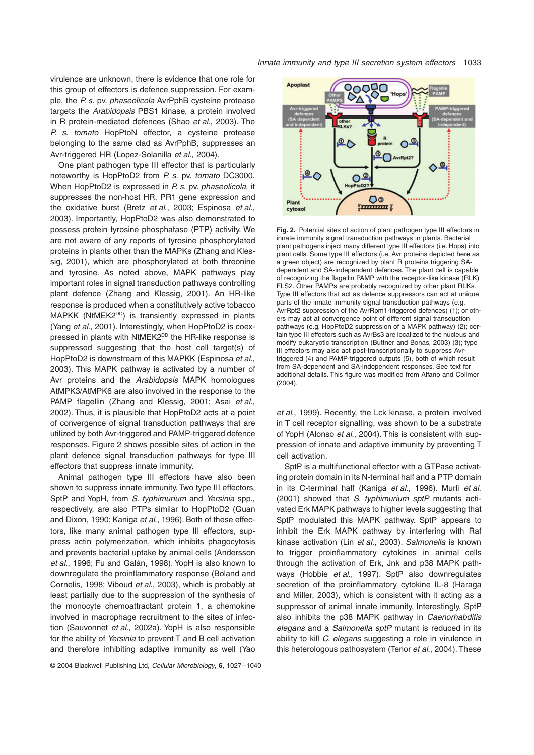virulence are unknown, there is evidence that one role for this group of effectors is defence suppression. For example, the *P. s.* pv. *phaseolicola* AvrPphB cysteine protease targets the *Arabidopsis* PBS1 kinase, a protein involved in R protein-mediated defences (Shao *et al.*, 2003). The *P. s. tomato* HopPtoN effector, a cysteine protease belonging to the same clad as AvrPphB, suppresses an Avr-triggered HR (Lopez-Solanilla *et al.*, 2004).

One plant pathogen type III effector that is particularly noteworthy is HopPtoD2 from *P. s.* pv. *tomato* DC3000. When HopPtoD2 is expressed in *P. s.* pv. *phaseolicola*, it suppresses the non-host HR, PR1 gene expression and the oxidative burst (Bretz *et al.*, 2003; Espinosa *et al.*, 2003). Importantly, HopPtoD2 was also demonstrated to possess protein tyrosine phosphatase (PTP) activity. We are not aware of any reports of tyrosine phosphorylated proteins in plants other than the MAPKs (Zhang and Klessig, 2001), which are phosphorylated at both threonine and tyrosine. As noted above, MAPK pathways play important roles in signal transduction pathways controlling plant defence (Zhang and Klessig, 2001). An HR-like response is produced when a constitutively active tobacco MAPKK (NtMEK2$^{DD}$) is transiently expressed in plants (Yang *et al.*, 2001). Interestingly, when HopPtoD2 is coexpressed in plants with NtMEK2$^{DD}$ the HR-like response is suppressed suggesting that the host cell target(s) of HopPtoD2 is downstream of this MAPKK (Espinosa *et al.*, 2003). This MAPK pathway is activated by a number of Avr proteins and the *Arabidopsis* MAPK homologues AtMPK3/AtMPK6 are also involved in the response to the PAMP flagellin (Zhang and Klessig, 2001; Asai *et al.*, 2002). Thus, it is plausible that HopPtoD2 acts at a point of convergence of signal transduction pathways that are utilized by both Avr-triggered and PAMP-triggered defence responses. Figure 2 shows possible sites of action in the plant defence signal transduction pathways for type III effectors that suppress innate immunity.

Animal pathogen type III effectors have also been shown to suppress innate immunity. Two type III effectors, SptP and YopH, from *S. typhimurium* and *Yersinia* spp., respectively, are also PTPs similar to HopPtoD2 (Guan and Dixon, 1990; Kaniga *et al.*, 1996). Both of these effectors, like many animal pathogen type III effectors, suppress actin polymerization, which inhibits phagocytosis and prevents bacterial uptake by animal cells (Andersson *et al.*, 1996; Fu and Galán, 1998). YopH is also known to downregulate the proinflammatory response (Boland and Cornelis, 1998; Viboud *et al.*, 2003), which is probably at least partially due to the suppression of the synthesis of the monocyte chemoattractant protein 1, a chemokine involved in macrophage recruitment to the sites of infection (Sauvonnet *et al.*, 2002a). YopH is also responsible for the ability of *Yersinia* to prevent T and B cell activation and therefore inhibiting adaptive immunity as well (Yao *et al.*, 1999). Recently, the Lck kinase, a protein involved in T cell receptor signalling, was shown to be a substrate of YopH (Alonso *et al.*, 2004). This is consistent with suppression of innate and adaptive immunity by preventing T cell activation.

**Fig. 2.** Potential sites of action of plant pathogen type III effectors in innate immunity signal transduction pathways in plants. Bacterial plant pathogens inject many different type III effectors (i.e. Hops) into plant cells. Some type III effectors (i.e. Avr proteins depicted here as a green object) are recognized by plant R proteins triggering SA-dependent and SA-independent defences. The plant cell is capable of recognizing the flagellin PAMP with the receptor-like kinase (RLK) FLS2. Other PAMPs are probably recognized by other plant RLKs. Type III effectors that act as defence suppressors can act at unique parts of the innate immunity signal transduction pathways (e.g. AvrRpt2 suppression of the AvrRpm1-triggered defences) (1); or others may act at convergence point of different signal transduction pathways (e.g. HopPtoD2 suppression of a MAPK pathway) (2); certain type III effectors such as AvrBs3 are localized to the nucleus and modify eukaryotic transcription (Buttner and Bonas, 2003) (3); type III effectors may also act post-transcriptionally to suppress Avr-triggered (4) and PAMP-triggered outputs (5), both of which result from SA-dependent and SA-independent responses. See text for additional details. This figure was modified from Alfano and Collmer (2004).

SptP is a multifunctional effector with a GTPase activating protein domain in its N-terminal half and a PTP domain in its C-terminal half (Kaniga *et al.*, 1996). Murli *et al.* (2001) showed that *S. typhimurium sptP* mutants activated Erk MAPK pathways to higher levels suggesting that SptP modulated this MAPK pathway. SptP appears to inhibit the Erk MAPK pathway by interfering with Raf kinase activation (Lin *et al.*, 2003). *Salmonella* is known to trigger proinflammatory cytokines in animal cells through the activation of Erk, Jnk and p38 MAPK pathways (Hobbie *et al.*, 1997). SptP also downregulates secretion of the proinflammatory cytokine IL-8 (Haraga and Miller, 2003), which is consistent with it acting as a suppressor of animal innate immunity. Interestingly, SptP also inhibits the p38 MAPK pathway in *Caenorhabditis elegans* and a *Salmonella sptP* mutant is reduced in its ability to kill *C. elegans* suggesting a role in virulence in this heterologous pathosystem (Tenor *et al.*, 2004). These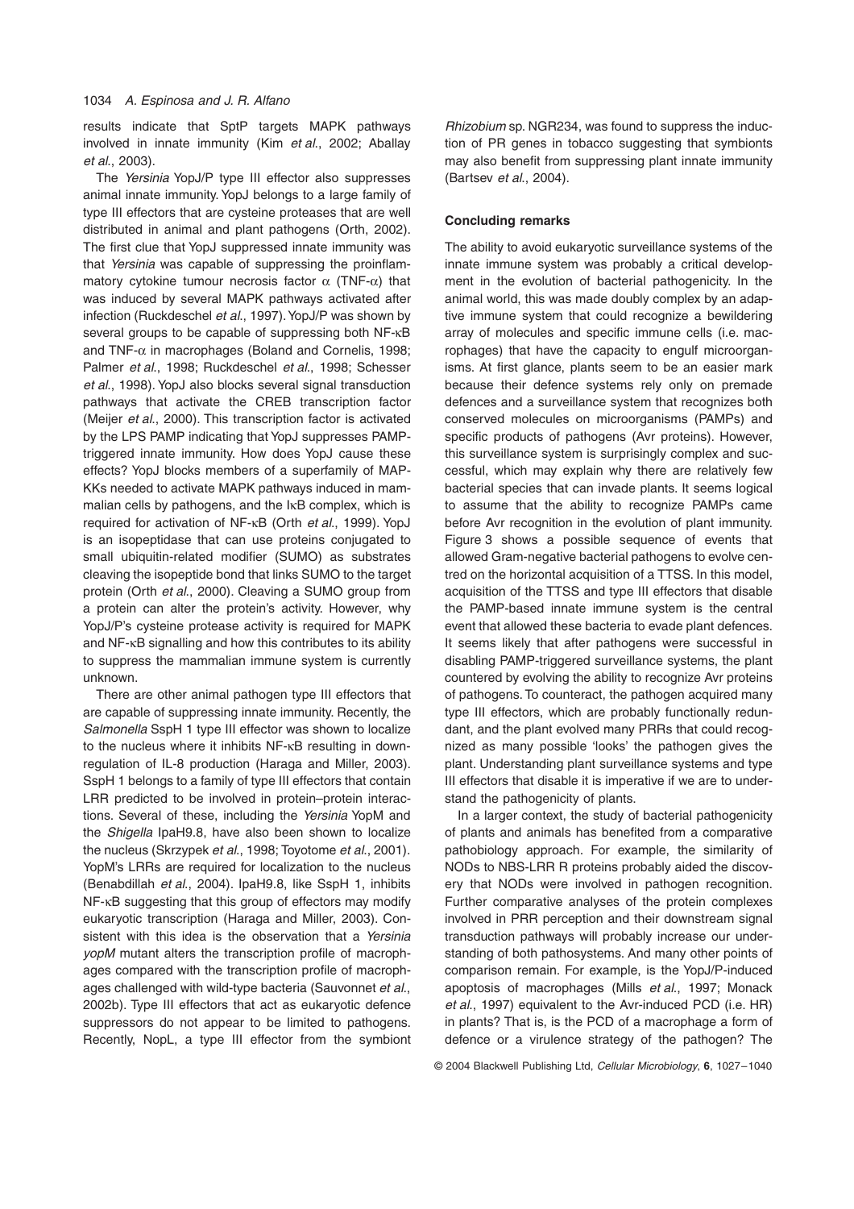results indicate that SptP targets MAPK pathways involved in innate immunity (Kim *et al*., 2002; Aballay *et al*., 2003).

The *Yersinia* YopJ/P type III effector also suppresses animal innate immunity. YopJ belongs to a large family of type III effectors that are cysteine proteases that are well distributed in animal and plant pathogens (Orth, 2002). The first clue that YopJ suppressed innate immunity was that *Yersinia* was capable of suppressing the proinflammatory cytokine tumour necrosis factor $\alpha$ (TNF-$\alpha$) that was induced by several MAPK pathways activated after infection (Ruckdeschel *et al*., 1997). YopJ/P was shown by several groups to be capable of suppressing both NF-$\kappa$B and TNF-$\alpha$ in macrophages (Boland and Cornelis, 1998; Palmer *et al*., 1998; Ruckdeschel *et al*., 1998; Schesser *et al*., 1998). YopJ also blocks several signal transduction pathways that activate the CREB transcription factor (Meijer *et al*., 2000). This transcription factor is activated by the LPS PAMP indicating that YopJ suppresses PAMP-triggered innate immunity. How does YopJ cause these effects? YopJ blocks members of a superfamily of MAP-KKs needed to activate MAPK pathways induced in mammalian cells by pathogens, and the I$\kappa$B complex, which is required for activation of NF-$\kappa$B (Orth *et al*., 1999). YopJ is an isopeptidase that can use proteins conjugated to small ubiquitin-related modifier (SUMO) as substrates cleaving the isopeptide bond that links SUMO to the target protein (Orth *et al*., 2000). Cleaving a SUMO group from a protein can alter the protein's activity. However, why YopJ/P's cysteine protease activity is required for MAPK and NF-$\kappa$B signalling and how this contributes to its ability to suppress the mammalian immune system is currently unknown.

There are other animal pathogen type III effectors that are capable of suppressing innate immunity. Recently, the *Salmonella* SspH 1 type III effector was shown to localize to the nucleus where it inhibits NF-$\kappa$B resulting in down-regulation of IL-8 production (Haraga and Miller, 2003). SspH 1 belongs to a family of type III effectors that contain LRR predicted to be involved in protein–protein interactions. Several of these, including the *Yersinia* YopM and the *Shigella* IpaH9.8, have also been shown to localize the nucleus (Skrzypek *et al*., 1998; Toyotome *et al*., 2001). YopM's LRRs are required for localization to the nucleus (Benabdillah *et al*., 2004). IpaH9.8, like SspH 1, inhibits NF-$\kappa$B suggesting that this group of effectors may modify eukaryotic transcription (Haraga and Miller, 2003). Consistent with this idea is the observation that a *Yersinia yopM* mutant alters the transcription profile of macrophages compared with the transcription profile of macrophages challenged with wild-type bacteria (Sauvonnet *et al*., 2002b). Type III effectors that act as eukaryotic defence suppressors do not appear to be limited to pathogens. Recently, NopL, a type III effector from the symbiont *Rhizobium* sp. NGR234, was found to suppress the induction of PR genes in tobacco suggesting that symbionts may also benefit from suppressing plant innate immunity (Bartsev *et al*., 2004).

## Concluding remarks

The ability to avoid eukaryotic surveillance systems of the innate immune system was probably a critical development in the evolution of bacterial pathogenicity. In the animal world, this was made doubly complex by an adaptive immune system that could recognize a bewildering array of molecules and specific immune cells (i.e. macrophages) that have the capacity to engulf microorganisms. At first glance, plants seem to be an easier mark because their defence systems rely only on premade defences and a surveillance system that recognizes both conserved molecules on microorganisms (PAMPs) and specific products of pathogens (Avr proteins). However, this surveillance system is surprisingly complex and successful, which may explain why there are relatively few bacterial species that can invade plants. It seems logical to assume that the ability to recognize PAMPs came before Avr recognition in the evolution of plant immunity. Figure 3 shows a possible sequence of events that allowed Gram-negative bacterial pathogens to evolve centred on the horizontal acquisition of a TTSS. In this model, acquisition of the TTSS and type III effectors that disable the PAMP-based innate immune system is the central event that allowed these bacteria to evade plant defences. It seems likely that after pathogens were successful in disabling PAMP-triggered surveillance systems, the plant countered by evolving the ability to recognize Avr proteins of pathogens. To counteract, the pathogen acquired many type III effectors, which are probably functionally redundant, and the plant evolved many PRRs that could recognized as many possible 'looks' the pathogen gives the plant. Understanding plant surveillance systems and type III effectors that disable it is imperative if we are to understand the pathogenicity of plants.

In a larger context, the study of bacterial pathogenicity of plants and animals has benefited from a comparative pathobiology approach. For example, the similarity of NODs to NBS-LRR R proteins probably aided the discovery that NODs were involved in pathogen recognition. Further comparative analyses of the protein complexes involved in PRR perception and their downstream signal transduction pathways will probably increase our understanding of both pathosystems. And many other points of comparison remain. For example, is the YopJ/P-induced apoptosis of macrophages (Mills *et al*., 1997; Monack *et al*., 1997) equivalent to the Avr-induced PCD (i.e. HR) in plants? That is, is the PCD of a macrophage a form of defence or a virulence strategy of the pathogen? The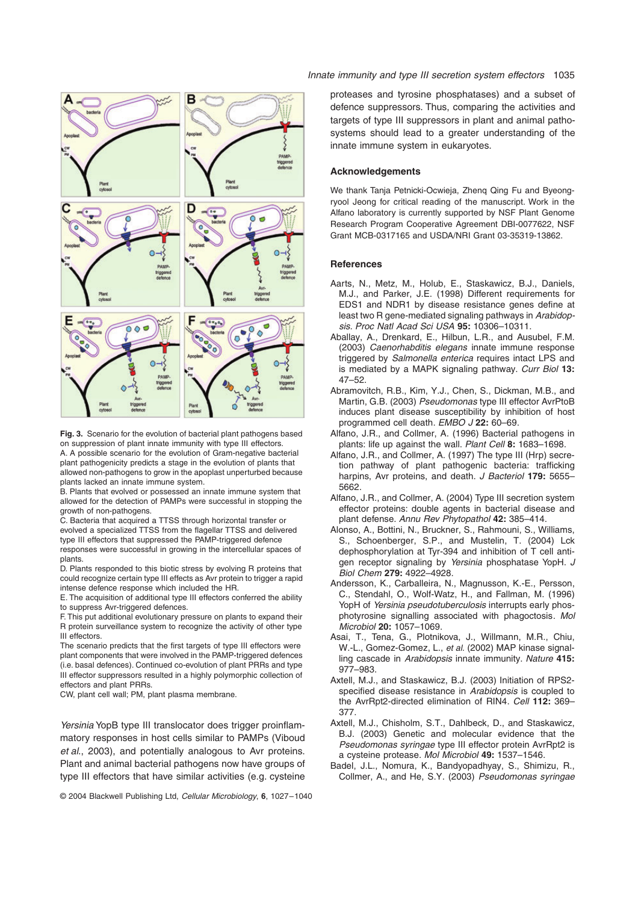**Fig. 3.** Scenario for the evolution of bacterial plant pathogens based on suppression of plant innate immunity with type III effectors.
A. A possible scenario for the evolution of Gram-negative bacterial plant pathogenicity predicts a stage in the evolution of plants that allowed non-pathogens to grow in the apoplast unperturbed because plants lacked an innate immune system.
B. Plants that evolved or possessed an innate immune system that allowed for the detection of PAMPs were successful in stopping the growth of non-pathogens.
C. Bacteria that acquired a TTSS through horizontal transfer or evolved a specialized TTSS from the flagellar TTSS and delivered type III effectors that suppressed the PAMP-triggered defence responses were successful in growing in the intercellular spaces of plants.
D. Plants responded to this biotic stress by evolving R proteins that could recognize certain type III effects as Avr protein to trigger a rapid intense defence response which included the HR.
E. The acquisition of additional type III effectors conferred the ability to suppress Avr-triggered defences.
F. This put additional evolutionary pressure on plants to expand their R protein surveillance system to recognize the activity of other type III effectors.
The scenario predicts that the first targets of type III effectors were plant components that were involved in the PAMP-triggered defences (i.e. basal defences). Continued co-evolution of plant PRRs and type III effector suppressors resulted in a highly polymorphic collection of effectors and plant PRRs.
CW, plant cell wall; PM, plant plasma membrane.

*Yersinia* YopB type III translocator does trigger proinflammatory responses in host cells similar to PAMPs (Viboud *et al.*, 2003), and potentially analogous to Avr proteins. Plant and animal bacterial pathogens now have groups of type III effectors that have similar activities (e.g. cysteine proteases and tyrosine phosphatases) and a subset of defence suppressors. Thus, comparing the activities and targets of type III suppressors in plant and animal pathosystems should lead to a greater understanding of the innate immune system in eukaryotes.

## Acknowledgements

We thank Tanja Petnicki-Ocwieja, Zhenq Qing Fu and Byeongryool Jeong for critical reading of the manuscript. Work in the Alfano laboratory is currently supported by NSF Plant Genome Research Program Cooperative Agreement DBI-0077622, NSF Grant MCB-0317165 and USDA/NRI Grant 03-35319-13862.

## References

Aarts, N., Metz, M., Holub, E., Staskawicz, B.J., Daniels, M.J., and Parker, J.E. (1998) Different requirements for EDS1 and NDR1 by disease resistance genes define at least two R gene-mediated signaling pathways in *Arabidopsis*. *Proc Natl Acad Sci USA* **95:** 10306–10311.

Aballay, A., Drenkard, E., Hilbun, L.R., and Ausubel, F.M. (2003) *Caenorhabditis elegans* innate immune response triggered by *Salmonella enterica* requires intact LPS and is mediated by a MAPK signaling pathway. *Curr Biol* **13:** 47–52.

Abramovitch, R.B., Kim, Y.J., Chen, S., Dickman, M.B., and Martin, G.B. (2003) *Pseudomonas* type III effector AvrPtoB induces plant disease susceptibility by inhibition of host programmed cell death. *EMBO J* **22:** 60–69.

Alfano, J.R., and Collmer, A. (1996) Bacterial pathogens in plants: life up against the wall. *Plant Cell* **8:** 1683–1698.

Alfano, J.R., and Collmer, A. (1997) The type III (Hrp) secretion pathway of plant pathogenic bacteria: trafficking harpins, Avr proteins, and death. *J Bacteriol* **179:** 5655–5662.

Alfano, J.R., and Collmer, A. (2004) Type III secretion system effector proteins: double agents in bacterial disease and plant defense. *Annu Rev Phytopathol* **42:** 385–414.

Alonso, A., Bottini, N., Bruckner, S., Rahmouni, S., Williams, S., Schoenberger, S.P., and Mustelin, T. (2004) Lck dephosphorylation at Tyr-394 and inhibition of T cell antigen receptor signaling by *Yersinia* phosphatase YopH. *J Biol Chem* **279:** 4922–4928.

Andersson, K., Carballeira, N., Magnusson, K.-E., Persson, C., Stendahl, O., Wolf-Watz, H., and Fallman, M. (1996) YopH of *Yersinia pseudotuberculosis* interrupts early phosphotyrosine signalling associated with phagoctosis. *Mol Microbiol* **20:** 1057–1069.

Asai, T., Tena, G., Plotnikova, J., Willmann, M.R., Chiu, W.-L., Gomez-Gomez, L., *et al.* (2002) MAP kinase signalling cascade in *Arabidopsis* innate immunity. *Nature* **415:** 977–983.

Axtell, M.J., and Staskawicz, B.J. (2003) Initiation of RPS2-specified disease resistance in *Arabidopsis* is coupled to the AvrRpt2-directed elimination of RIN4. *Cell* **112:** 369–377.

Axtell, M.J., Chisholm, S.T., Dahlbeck, D., and Staskawicz, B.J. (2003) Genetic and molecular evidence that the *Pseudomonas syringae* type III effector protein AvrRpt2 is a cysteine protease. *Mol Microbiol* **49:** 1537–1546.

Badel, J.L., Nomura, K., Bandyopadhyay, S., Shimizu, R., Collmer, A., and He, S.Y. (2003) *Pseudomonas syringae*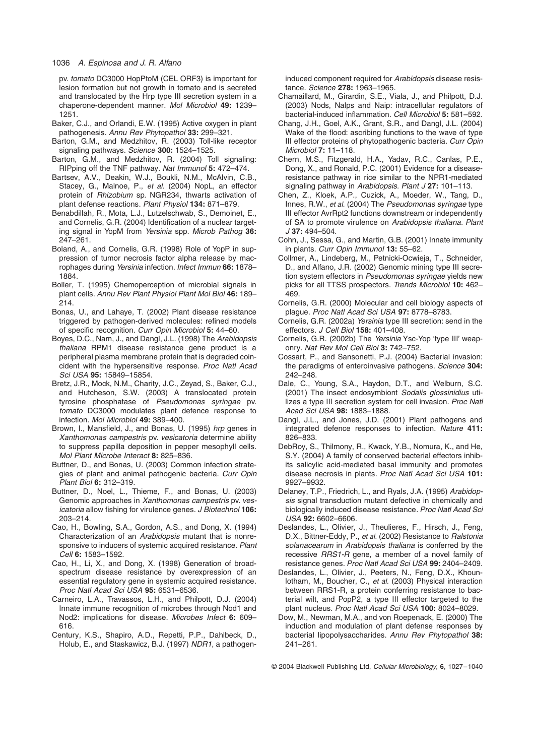pv. *tomato* DC3000 HopPtoM (CEL ORF3) is important for lesion formation but not growth in tomato and is secreted and translocated by the Hrp type III secretion system in a chaperone-dependent manner. *Mol Microbiol* **49:** 1239–1251.

Baker, C.J., and Orlandi, E.W. (1995) Active oxygen in plant pathogenesis. *Annu Rev Phytopathol* **33:** 299–321.

Barton, G.M., and Medzhitov, R. (2003) Toll-like receptor signaling pathways. *Science* **300:** 1524–1525.

Barton, G.M., and Medzhitov, R. (2004) Toll signaling: RIPping off the TNF pathway. *Nat Immunol* **5:** 472–474.

Bartsev, A.V., Deakin, W.J., Boukli, N.M., McAlvin, C.B., Stacey, G., Malnoe, P., *et al.* (2004) NopL, an effector protein of *Rhizobium* sp. NGR234, thwarts activation of plant defense reactions. *Plant Physiol* **134:** 871–879.

Benabdillah, R., Mota, L.J., Lutzelschwab, S., Demoinet, E., and Cornelis, G.R. (2004) Identification of a nuclear targeting signal in YopM from *Yersinia* spp. *Microb Pathog* **36:** 247–261.

Boland, A., and Cornelis, G.R. (1998) Role of YopP in suppression of tumor necrosis factor alpha release by macrophages during *Yersinia* infection. *Infect Immun* **66:** 1878–1884.

Boller, T. (1995) Chemoperception of microbial signals in plant cells. *Annu Rev Plant Physiol Plant Mol Biol* **46:** 189–214.

Bonas, U., and Lahaye, T. (2002) Plant disease resistance triggered by pathogen-derived molecules: refined models of specific recognition. *Curr Opin Microbiol* **5:** 44–60.

Boyes, D.C., Nam, J., and Dangl, J.L. (1998) The *Arabidopsis thaliana* RPM1 disease resistance gene product is a peripheral plasma membrane protein that is degraded coincident with the hypersensitive response. *Proc Natl Acad Sci USA* **95:** 15849–15854.

Bretz, J.R., Mock, N.M., Charity, J.C., Zeyad, S., Baker, C.J., and Hutcheson, S.W. (2003) A translocated protein tyrosine phosphatase of *Pseudomonas syringae* pv. *tomato* DC3000 modulates plant defence response to infection. *Mol Microbiol* **49:** 389–400.

Brown, I., Mansfield, J., and Bonas, U. (1995) *hrp* genes in *Xanthomonas campestris* pv. *vesicatoria* determine ability to suppress papilla deposition in pepper mesophyll cells. *Mol Plant Microbe Interact* **8:** 825–836.

Buttner, D., and Bonas, U. (2003) Common infection strategies of plant and animal pathogenic bacteria. *Curr Opin Plant Biol* **6:** 312–319.

Buttner, D., Noel, L., Thieme, F., and Bonas, U. (2003) Genomic approaches in *Xanthomonas campestris* pv. *vesicatoria* allow fishing for virulence genes. *J Biotechnol* **106:** 203–214.

Cao, H., Bowling, S.A., Gordon, A.S., and Dong, X. (1994) Characterization of an *Arabidopsis* mutant that is nonresponsive to inducers of systemic acquired resistance. *Plant Cell* **6:** 1583–1592.

Cao, H., Li, X., and Dong, X. (1998) Generation of broad-spectrum disease resistance by overexpression of an essential regulatory gene in systemic acquired resistance. *Proc Natl Acad Sci USA* **95:** 6531–6536.

Carneiro, L.A., Travassos, L.H., and Philpott, D.J. (2004) Innate immune recognition of microbes through Nod1 and Nod2: implications for disease. *Microbes Infect* **6:** 609–616.

Century, K.S., Shapiro, A.D., Repetti, P.P., Dahlbeck, D., Holub, E., and Staskawicz, B.J. (1997) *NDR1*, a pathogen-induced component required for *Arabidopsis* disease resistance. *Science* **278:** 1963–1965.

Chamaillard, M., Girardin, S.E., Viala, J., and Philpott, D.J. (2003) Nods, Nalps and Naip: intracellular regulators of bacterial-induced inflammation. *Cell Microbiol* **5:** 581–592.

Chang, J.H., Goel, A.K., Grant, S.R., and Dangl, J.L. (2004) Wake of the flood: ascribing functions to the wave of type III effector proteins of phytopathogenic bacteria. *Curr Opin Microbiol* **7:** 11–118.

Chern, M.S., Fitzgerald, H.A., Yadav, R.C., Canlas, P.E., Dong, X., and Ronald, P.C. (2001) Evidence for a disease-resistance pathway in rice similar to the NPR1-mediated signaling pathway in *Arabidopsis*. *Plant J* **27:** 101–113.

Chen, Z., Kloek, A.P., Cuzick, A., Moeder, W., Tang, D., Innes, R.W., *et al.* (2004) The *Pseudomonas syringae* type III effector AvrRpt2 functions downstream or independently of SA to promote virulence on *Arabidopsis thaliana*. *Plant J* **37:** 494–504.

Cohn, J., Sessa, G., and Martin, G.B. (2001) Innate immunity in plants. *Curr Opin Immunol* **13:** 55–62.

Collmer, A., Lindeberg, M., Petnicki-Ocwieja, T., Schneider, D., and Alfano, J.R. (2002) Genomic mining type III secretion system effectors in *Pseudomonas syringae* yields new picks for all TTSS prospectors. *Trends Microbiol* **10:** 462–469.

Cornelis, G.R. (2000) Molecular and cell biology aspects of plague. *Proc Natl Acad Sci USA* **97:** 8778–8783.

Cornelis, G.R. (2002a) *Yersinia* type III secretion: send in the effectors. *J Cell Biol* **158:** 401–408.

Cornelis, G.R. (2002b) The *Yersinia* Ysc-Yop 'type III' weaponry. *Nat Rev Mol Cell Biol* **3:** 742–752.

Cossart, P., and Sansonetti, P.J. (2004) Bacterial invasion: the paradigms of enteroinvasive pathogens. *Science* **304:** 242–248.

Dale, C., Young, S.A., Haydon, D.T., and Welburn, S.C. (2001) The insect endosymbiont *Sodalis glossinidius* utilizes a type III secretion system for cell invasion. *Proc Natl Acad Sci USA* **98:** 1883–1888.

Dangl, J.L., and Jones, J.D. (2001) Plant pathogens and integrated defence responses to infection. *Nature* **411:** 826–833.

DebRoy, S., Thilmony, R., Kwack, Y.B., Nomura, K., and He, S.Y. (2004) A family of conserved bacterial effectors inhibits salicylic acid-mediated basal immunity and promotes disease necrosis in plants. *Proc Natl Acad Sci USA* **101:** 9927–9932.

Delaney, T.P., Friedrich, L., and Ryals, J.A. (1995) *Arabidopsis* signal transduction mutant defective in chemically and biologically induced disease resistance. *Proc Natl Acad Sci USA* **92:** 6602–6606.

Deslandes, L., Olivier, J., Theulieres, F., Hirsch, J., Feng, D.X., Bittner-Eddy, P., *et al.* (2002) Resistance to *Ralstonia solanacearum* in *Arabidopsis thaliana* is conferred by the recessive *RRS1-R* gene, a member of a novel family of resistance genes. *Proc Natl Acad Sci USA* **99:** 2404–2409.

Deslandes, L., Olivier, J., Peeters, N., Feng, D.X., Khounlotham, M., Boucher, C., *et al.* (2003) Physical interaction between RRS1-R, a protein conferring resistance to bacterial wilt, and PopP2, a type III effector targeted to the plant nucleus. *Proc Natl Acad Sci USA* **100:** 8024–8029.

Dow, M., Newman, M.A., and von Roepenack, E. (2000) The induction and modulation of plant defense responses by bacterial lipopolysaccharides. *Annu Rev Phytopathol* **38:** 241–261.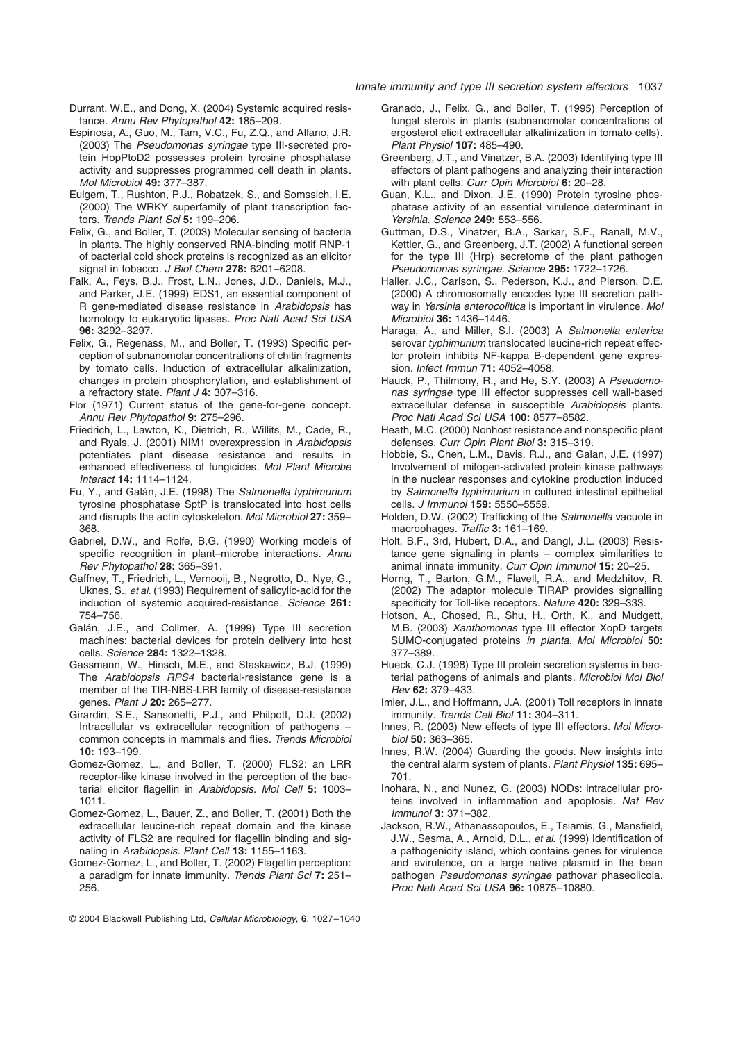Durrant, W.E., and Dong, X. (2004) Systemic acquired resistance. *Annu Rev Phytopathol* **42:** 185–209.

Espinosa, A., Guo, M., Tam, V.C., Fu, Z.Q., and Alfano, J.R. (2003) The *Pseudomonas syringae* type III-secreted protein HopPtoD2 possesses protein tyrosine phosphatase activity and suppresses programmed cell death in plants. *Mol Microbiol* **49:** 377–387.

Eulgem, T., Rushton, P.J., Robatzek, S., and Somssich, I.E. (2000) The WRKY superfamily of plant transcription factors. *Trends Plant Sci* **5:** 199–206.

Felix, G., and Boller, T. (2003) Molecular sensing of bacteria in plants. The highly conserved RNA-binding motif RNP-1 of bacterial cold shock proteins is recognized as an elicitor signal in tobacco. *J Biol Chem* **278:** 6201–6208.

Falk, A., Feys, B.J., Frost, L.N., Jones, J.D., Daniels, M.J., and Parker, J.E. (1999) EDS1, an essential component of R gene-mediated disease resistance in *Arabidopsis* has homology to eukaryotic lipases. *Proc Natl Acad Sci USA* **96:** 3292–3297.

Felix, G., Regenass, M., and Boller, T. (1993) Specific perception of subnanomolar concentrations of chitin fragments by tomato cells. Induction of extracellular alkalinization, changes in protein phosphorylation, and establishment of a refractory state. *Plant J* **4:** 307–316.

Flor (1971) Current status of the gene-for-gene concept. *Annu Rev Phytopathol* **9:** 275–296.

Friedrich, L., Lawton, K., Dietrich, R., Willits, M., Cade, R., and Ryals, J. (2001) NIM1 overexpression in *Arabidopsis* potentiates plant disease resistance and results in enhanced effectiveness of fungicides. *Mol Plant Microbe Interact* **14:** 1114–1124.

Fu, Y., and Galán, J.E. (1998) The *Salmonella typhimurium* tyrosine phosphatase SptP is translocated into host cells and disrupts the actin cytoskeleton. *Mol Microbiol* **27:** 359–368.

Gabriel, D.W., and Rolfe, B.G. (1990) Working models of specific recognition in plant–microbe interactions. *Annu Rev Phytopathol* **28:** 365–391.

Gaffney, T., Friedrich, L., Vernooij, B., Negrotto, D., Nye, G., Uknes, S., *et al*. (1993) Requirement of salicylic-acid for the induction of systemic acquired-resistance. *Science* **261:** 754–756.

Galán, J.E., and Collmer, A. (1999) Type III secretion machines: bacterial devices for protein delivery into host cells. *Science* **284:** 1322–1328.

Gassmann, W., Hinsch, M.E., and Staskawicz, B.J. (1999) The *Arabidopsis RPS4* bacterial-resistance gene is a member of the TIR-NBS-LRR family of disease-resistance genes. *Plant J* **20:** 265–277.

Girardin, S.E., Sansonetti, P.J., and Philpott, D.J. (2002) Intracellular vs extracellular recognition of pathogens – common concepts in mammals and flies. *Trends Microbiol* **10:** 193–199.

Gomez-Gomez, L., and Boller, T. (2000) FLS2: an LRR receptor-like kinase involved in the perception of the bacterial elicitor flagellin in *Arabidopsis*. *Mol Cell* **5:** 1003–1011.

Gomez-Gomez, L., Bauer, Z., and Boller, T. (2001) Both the extracellular leucine-rich repeat domain and the kinase activity of FLS2 are required for flagellin binding and signaling in *Arabidopsis*. *Plant Cell* **13:** 1155–1163.

Gomez-Gomez, L., and Boller, T. (2002) Flagellin perception: a paradigm for innate immunity. *Trends Plant Sci* **7:** 251–256.

Granado, J., Felix, G., and Boller, T. (1995) Perception of fungal sterols in plants (subnanomolar concentrations of ergosterol elicit extracellular alkalinization in tomato cells). *Plant Physiol* **107:** 485–490.

Greenberg, J.T., and Vinatzer, B.A. (2003) Identifying type III effectors of plant pathogens and analyzing their interaction with plant cells. *Curr Opin Microbiol* **6:** 20–28.

Guan, K.L., and Dixon, J.E. (1990) Protein tyrosine phosphatase activity of an essential virulence determinant in *Yersinia*. *Science* **249:** 553–556.

Guttman, D.S., Vinatzer, B.A., Sarkar, S.F., Ranall, M.V., Kettler, G., and Greenberg, J.T. (2002) A functional screen for the type III (Hrp) secretome of the plant pathogen *Pseudomonas syringae*. *Science* **295:** 1722–1726.

Haller, J.C., Carlson, S., Pederson, K.J., and Pierson, D.E. (2000) A chromosomally encodes type III secretion pathway in *Yersinia enterocolitica* is important in virulence. *Mol Microbiol* **36:** 1436–1446.

Haraga, A., and Miller, S.I. (2003) A *Salmonella enterica* serovar *typhimurium* translocated leucine-rich repeat effector protein inhibits NF-kappa B-dependent gene expression. *Infect Immun* **71:** 4052–4058.

Hauck, P., Thilmony, R., and He, S.Y. (2003) A *Pseudomonas syringae* type III effector suppresses cell wall-based extracellular defense in susceptible *Arabidopsis* plants. *Proc Natl Acad Sci USA* **100:** 8577–8582.

Heath, M.C. (2000) Nonhost resistance and nonspecific plant defenses. *Curr Opin Plant Biol* **3:** 315–319.

Hobbie, S., Chen, L.M., Davis, R.J., and Galan, J.E. (1997) Involvement of mitogen-activated protein kinase pathways in the nuclear responses and cytokine production induced by *Salmonella typhimurium* in cultured intestinal epithelial cells. *J Immunol* **159:** 5550–5559.

Holden, D.W. (2002) Trafficking of the *Salmonella* vacuole in macrophages. *Traffic* **3:** 161–169.

Holt, B.F., 3rd, Hubert, D.A., and Dangl, J.L. (2003) Resistance gene signaling in plants – complex similarities to animal innate immunity. *Curr Opin Immunol* **15:** 20–25.

Horng, T., Barton, G.M., Flavell, R.A., and Medzhitov, R. (2002) The adaptor molecule TIRAP provides signalling specificity for Toll-like receptors. *Nature* **420:** 329–333.

Hotson, A., Chosed, R., Shu, H., Orth, K., and Mudgett, M.B. (2003) *Xanthomonas* type III effector XopD targets SUMO-conjugated proteins *in planta*. *Mol Microbiol* **50:** 377–389.

Hueck, C.J. (1998) Type III protein secretion systems in bacterial pathogens of animals and plants. *Microbiol Mol Biol Rev* **62:** 379–433.

Imler, J.L., and Hoffmann, J.A. (2001) Toll receptors in innate immunity. *Trends Cell Biol* **11:** 304–311.

Innes, R. (2003) New effects of type III effectors. *Mol Microbiol* **50:** 363–365.

Innes, R.W. (2004) Guarding the goods. New insights into the central alarm system of plants. *Plant Physiol* **135:** 695–701.

Inohara, N., and Nunez, G. (2003) NODs: intracellular proteins involved in inflammation and apoptosis. *Nat Rev Immunol* **3:** 371–382.

Jackson, R.W., Athanassopoulos, E., Tsiamis, G., Mansfield, J.W., Sesma, A., Arnold, D.L., *et al*. (1999) Identification of a pathogenicity island, which contains genes for virulence and avirulence, on a large native plasmid in the bean pathogen *Pseudomonas syringae* pathovar phaseolicola. *Proc Natl Acad Sci USA* **96:** 10875–10880.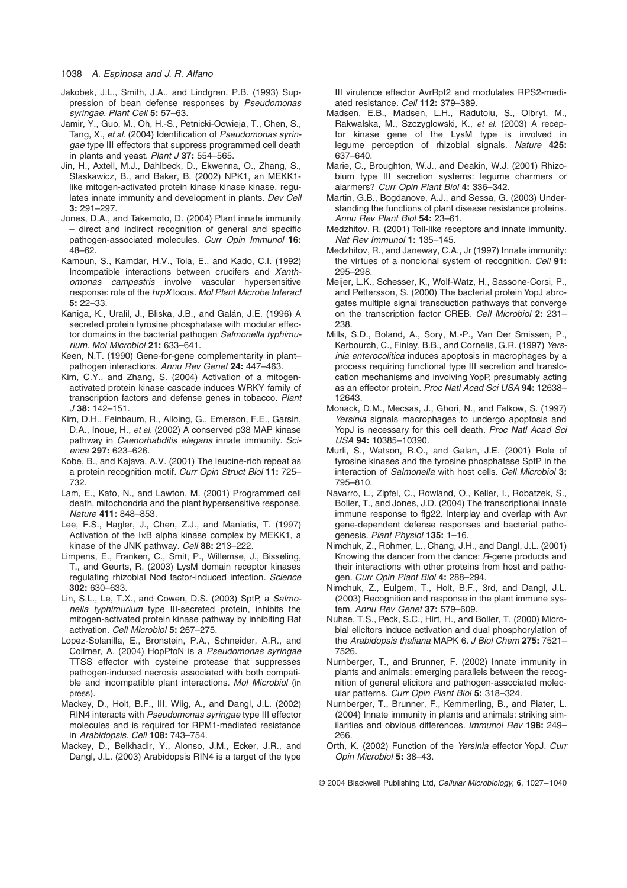Jakobek, J.L., Smith, J.A., and Lindgren, P.B. (1993) Suppression of bean defense responses by *Pseudomonas syringae*. *Plant Cell* **5:** 57–63.

Jamir, Y., Guo, M., Oh, H.-S., Petnicki-Ocwieja, T., Chen, S., Tang, X., *et al.* (2004) Identification of *Pseudomonas syringae* type III effectors that suppress programmed cell death in plants and yeast. *Plant J* **37:** 554–565.

Jin, H., Axtell, M.J., Dahlbeck, D., Ekwenna, O., Zhang, S., Staskawicz, B., and Baker, B. (2002) NPK1, an MEKK1-like mitogen-activated protein kinase kinase kinase, regulates innate immunity and development in plants. *Dev Cell* **3:** 291–297.

Jones, D.A., and Takemoto, D. (2004) Plant innate immunity – direct and indirect recognition of general and specific pathogen-associated molecules. *Curr Opin Immunol* **16:** 48–62.

Kamoun, S., Kamdar, H.V., Tola, E., and Kado, C.I. (1992) Incompatible interactions between crucifers and *Xanthomonas campestris* involve vascular hypersensitive response: role of the *hrpX* locus. *Mol Plant Microbe Interact* **5:** 22–33.

Kaniga, K., Uralil, J., Bliska, J.B., and Galán, J.E. (1996) A secreted protein tyrosine phosphatase with modular effector domains in the bacterial pathogen *Salmonella typhimurium*. *Mol Microbiol* **21:** 633–641.

Keen, N.T. (1990) Gene-for-gene complementarity in plant–pathogen interactions. *Annu Rev Genet* **24:** 447–463.

Kim, C.Y., and Zhang, S. (2004) Activation of a mitogen-activated protein kinase cascade induces WRKY family of transcription factors and defense genes in tobacco. *Plant J* **38:** 142–151.

Kim, D.H., Feinbaum, R., Alloing, G., Emerson, F.E., Garsin, D.A., Inoue, H., *et al.* (2002) A conserved p38 MAP kinase pathway in *Caenorhabditis elegans* innate immunity. *Science* **297:** 623–626.

Kobe, B., and Kajava, A.V. (2001) The leucine-rich repeat as a protein recognition motif. *Curr Opin Struct Biol* **11:** 725–732.

Lam, E., Kato, N., and Lawton, M. (2001) Programmed cell death, mitochondria and the plant hypersensitive response. *Nature* **411:** 848–853.

Lee, F.S., Hagler, J., Chen, Z.J., and Maniatis, T. (1997) Activation of the IκB alpha kinase complex by MEKK1, a kinase of the JNK pathway. *Cell* **88:** 213–222.

Limpens, E., Franken, C., Smit, P., Willemse, J., Bisseling, T., and Geurts, R. (2003) LysM domain receptor kinases regulating rhizobial Nod factor-induced infection. *Science* **302:** 630–633.

Lin, S.L., Le, T.X., and Cowen, D.S. (2003) SptP, a *Salmonella typhimurium* type III-secreted protein, inhibits the mitogen-activated protein kinase pathway by inhibiting Raf activation. *Cell Microbiol* **5:** 267–275.

Lopez-Solanilla, E., Bronstein, P.A., Schneider, A.R., and Collmer, A. (2004) HopPtoN is a *Pseudomonas syringae* TTSS effector with cysteine protease that suppresses pathogen-induced necrosis associated with both compatible and incompatible plant interactions. *Mol Microbiol* (in press).

Mackey, D., Holt, B.F., III, Wiig, A., and Dangl, J.L. (2002) RIN4 interacts with *Pseudomonas syringae* type III effector molecules and is required for RPM1-mediated resistance in *Arabidopsis*. *Cell* **108:** 743–754.

Mackey, D., Belkhadir, Y., Alonso, J.M., Ecker, J.R., and Dangl, J.L. (2003) Arabidopsis RIN4 is a target of the type III virulence effector AvrRpt2 and modulates RPS2-mediated resistance. *Cell* **112:** 379–389.

Madsen, E.B., Madsen, L.H., Radutoiu, S., Olbryt, M., Rakwalska, M., Szczyglowski, K., *et al.* (2003) A receptor kinase gene of the LysM type is involved in legume perception of rhizobial signals. *Nature* **425:** 637–640.

Marie, C., Broughton, W.J., and Deakin, W.J. (2001) Rhizobium type III secretion systems: legume charmers or alarmers? *Curr Opin Plant Biol* **4:** 336–342.

Martin, G.B., Bogdanove, A.J., and Sessa, G. (2003) Understanding the functions of plant disease resistance proteins. *Annu Rev Plant Biol* **54:** 23–61.

Medzhitov, R. (2001) Toll-like receptors and innate immunity. *Nat Rev Immunol* **1:** 135–145.

Medzhitov, R., and Janeway, C.A., Jr (1997) Innate immunity: the virtues of a nonclonal system of recognition. *Cell* **91:** 295–298.

Meijer, L.K., Schesser, K., Wolf-Watz, H., Sassone-Corsi, P., and Pettersson, S. (2000) The bacterial protein YopJ abrogates multiple signal transduction pathways that converge on the transcription factor CREB. *Cell Microbiol* **2:** 231–238.

Mills, S.D., Boland, A., Sory, M.-P., Van Der Smissen, P., Kerbourch, C., Finlay, B.B., and Cornelis, G.R. (1997) *Yersinia enterocolitica* induces apoptosis in macrophages by a process requiring functional type III secretion and translocation mechanisms and involving YopP, presumably acting as an effector protein. *Proc Natl Acad Sci USA* **94:** 12638–12643.

Monack, D.M., Mecsas, J., Ghori, N., and Falkow, S. (1997) *Yersinia* signals macrophages to undergo apoptosis and YopJ is necessary for this cell death. *Proc Natl Acad Sci USA* **94:** 10385–10390.

Murli, S., Watson, R.O., and Galan, J.E. (2001) Role of tyrosine kinases and the tyrosine phosphatase SptP in the interaction of *Salmonella* with host cells. *Cell Microbiol* **3:** 795–810.

Navarro, L., Zipfel, C., Rowland, O., Keller, I., Robatzek, S., Boller, T., and Jones, J.D. (2004) The transcriptional innate immune response to flg22. Interplay and overlap with Avr gene-dependent defense responses and bacterial pathogenesis. *Plant Physiol* **135:** 1–16.

Nimchuk, Z., Rohmer, L., Chang, J.H., and Dangl, J.L. (2001) Knowing the dancer from the dance: *R*-gene products and their interactions with other proteins from host and pathogen. *Curr Opin Plant Biol* **4:** 288–294.

Nimchuk, Z., Eulgem, T., Holt, B.F., 3rd, and Dangl, J.L. (2003) Recognition and response in the plant immune system. *Annu Rev Genet* **37:** 579–609.

Nuhse, T.S., Peck, S.C., Hirt, H., and Boller, T. (2000) Microbial elicitors induce activation and dual phosphorylation of the *Arabidopsis thaliana* MAPK 6. *J Biol Chem* **275:** 7521–7526.

Nurnberger, T., and Brunner, F. (2002) Innate immunity in plants and animals: emerging parallels between the recognition of general elicitors and pathogen-associated molecular patterns. *Curr Opin Plant Biol* **5:** 318–324.

Nurnberger, T., Brunner, F., Kemmerling, B., and Piater, L. (2004) Innate immunity in plants and animals: striking similarities and obvious differences. *Immunol Rev* **198:** 249–266.

Orth, K. (2002) Function of the *Yersinia* effector YopJ. *Curr Opin Microbiol* **5:** 38–43.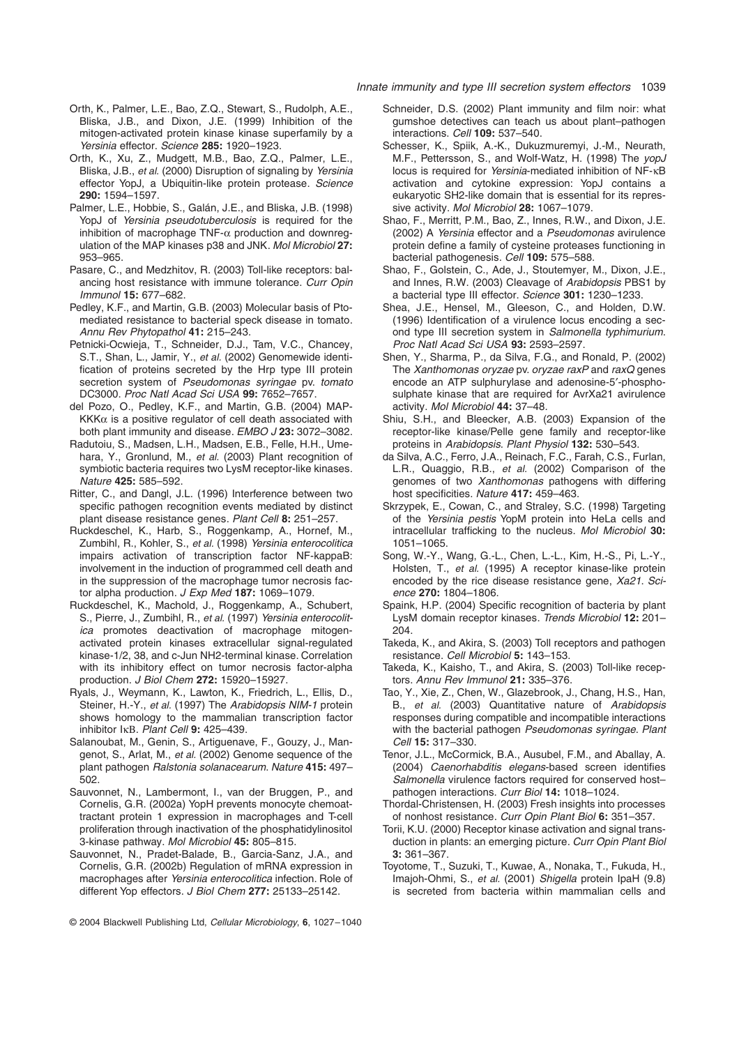Orth, K., Palmer, L.E., Bao, Z.Q., Stewart, S., Rudolph, A.E., Bliska, J.B., and Dixon, J.E. (1999) Inhibition of the mitogen-activated protein kinase kinase superfamily by a *Yersinia* effector. *Science* **285:** 1920–1923.

Orth, K., Xu, Z., Mudgett, M.B., Bao, Z.Q., Palmer, L.E., Bliska, J.B., *et al.* (2000) Disruption of signaling by *Yersinia* effector YopJ, a Ubiquitin-like protein protease. *Science* **290:** 1594–1597.

Palmer, L.E., Hobbie, S., Galán, J.E., and Bliska, J.B. (1998) YopJ of *Yersinia pseudotuberculosis* is required for the inhibition of macrophage TNF-$\alpha$ production and downregulation of the MAP kinases p38 and JNK. *Mol Microbiol* **27:** 953–965.

Pasare, C., and Medzhitov, R. (2003) Toll-like receptors: balancing host resistance with immune tolerance. *Curr Opin Immunol* **15:** 677–682.

Pedley, K.F., and Martin, G.B. (2003) Molecular basis of Pto-mediated resistance to bacterial speck disease in tomato. *Annu Rev Phytopathol* **41:** 215–243.

Petnicki-Ocwieja, T., Schneider, D.J., Tam, V.C., Chancey, S.T., Shan, L., Jamir, Y., *et al.* (2002) Genomewide identification of proteins secreted by the Hrp type III protein secretion system of *Pseudomonas syringae* pv. *tomato* DC3000. *Proc Natl Acad Sci USA* **99:** 7652–7657.

del Pozo, O., Pedley, K.F., and Martin, G.B. (2004) MAPKKK$\alpha$ is a positive regulator of cell death associated with both plant immunity and disease. *EMBO J* **23:** 3072–3082.

Radutoiu, S., Madsen, L.H., Madsen, E.B., Felle, H.H., Umehara, Y., Gronlund, M., *et al.* (2003) Plant recognition of symbiotic bacteria requires two LysM receptor-like kinases. *Nature* **425:** 585–592.

Ritter, C., and Dangl, J.L. (1996) Interference between two specific pathogen recognition events mediated by distinct plant disease resistance genes. *Plant Cell* **8:** 251–257.

Ruckdeschel, K., Harb, S., Roggenkamp, A., Hornef, M., Zumbihl, R., Kohler, S., *et al.* (1998) *Yersinia enterocolitica* impairs activation of transcription factor NF-kappaB: involvement in the induction of programmed cell death and in the suppression of the macrophage tumor necrosis factor alpha production. *J Exp Med* **187:** 1069–1079.

Ruckdeschel, K., Machold, J., Roggenkamp, A., Schubert, S., Pierre, J., Zumbihl, R., *et al.* (1997) *Yersinia enterocolitica* promotes deactivation of macrophage mitogen-activated protein kinases extracellular signal-regulated kinase-1/2, 38, and c-Jun NH2-terminal kinase. Correlation with its inhibitory effect on tumor necrosis factor-alpha production. *J Biol Chem* **272:** 15920–15927.

Ryals, J., Weymann, K., Lawton, K., Friedrich, L., Ellis, D., Steiner, H.-Y., *et al.* (1997) The *Arabidopsis NIM-1* protein shows homology to the mammalian transcription factor inhibitor I$\kappa$B. *Plant Cell* **9:** 425–439.

Salanoubat, M., Genin, S., Artiguenave, F., Gouzy, J., Mangenot, S., Arlat, M., *et al.* (2002) Genome sequence of the plant pathogen *Ralstonia solanacearum*. *Nature* **415:** 497–502.

Sauvonnet, N., Lambermont, I., van der Bruggen, P., and Cornelis, G.R. (2002a) YopH prevents monocyte chemoattractant protein 1 expression in macrophages and T-cell proliferation through inactivation of the phosphatidylinositol 3-kinase pathway. *Mol Microbiol* **45:** 805–815.

Sauvonnet, N., Pradet-Balade, B., Garcia-Sanz, J.A., and Cornelis, G.R. (2002b) Regulation of mRNA expression in macrophages after *Yersinia enterocolitica* infection. Role of different Yop effectors. *J Biol Chem* **277:** 25133–25142.

Schneider, D.S. (2002) Plant immunity and film noir: what gumshoe detectives can teach us about plant–pathogen interactions. *Cell* **109:** 537–540.

Schesser, K., Spiik, A.-K., Dukuzmuremyi, J.-M., Neurath, M.F., Pettersson, S., and Wolf-Watz, H. (1998) The *yopJ* locus is required for *Yersinia*-mediated inhibition of NF-$\kappa$B activation and cytokine expression: YopJ contains a eukaryotic SH2-like domain that is essential for its repressive activity. *Mol Microbiol* **28:** 1067–1079.

Shao, F., Merritt, P.M., Bao, Z., Innes, R.W., and Dixon, J.E. (2002) A *Yersinia* effector and a *Pseudomonas* avirulence protein define a family of cysteine proteases functioning in bacterial pathogenesis. *Cell* **109:** 575–588.

Shao, F., Golstein, C., Ade, J., Stoutemyer, M., Dixon, J.E., and Innes, R.W. (2003) Cleavage of *Arabidopsis* PBS1 by a bacterial type III effector. *Science* **301:** 1230–1233.

Shea, J.E., Hensel, M., Gleeson, C., and Holden, D.W. (1996) Identification of a virulence locus encoding a second type III secretion system in *Salmonella typhimurium*. *Proc Natl Acad Sci USA* **93:** 2593–2597.

Shen, Y., Sharma, P., da Silva, F.G., and Ronald, P. (2002) The *Xanthomonas oryzae* pv. *oryzae raxP* and *raxQ* genes encode an ATP sulphurylase and adenosine-5′-phosphosulphate kinase that are required for AvrXa21 avirulence activity. *Mol Microbiol* **44:** 37–48.

Shiu, S.H., and Bleecker, A.B. (2003) Expansion of the receptor-like kinase/Pelle gene family and receptor-like proteins in *Arabidopsis*. *Plant Physiol* **132:** 530–543.

da Silva, A.C., Ferro, J.A., Reinach, F.C., Farah, C.S., Furlan, L.R., Quaggio, R.B., *et al.* (2002) Comparison of the genomes of two *Xanthomonas* pathogens with differing host specificities. *Nature* **417:** 459–463.

Skrzypek, E., Cowan, C., and Straley, S.C. (1998) Targeting of the *Yersinia pestis* YopM protein into HeLa cells and intracellular trafficking to the nucleus. *Mol Microbiol* **30:** 1051–1065.

Song, W.-Y., Wang, G.-L., Chen, L.-L., Kim, H.-S., Pi, L.-Y., Holsten, T., *et al.* (1995) A receptor kinase-like protein encoded by the rice disease resistance gene, *Xa21*. *Science* **270:** 1804–1806.

Spaink, H.P. (2004) Specific recognition of bacteria by plant LysM domain receptor kinases. *Trends Microbiol* **12:** 201–204.

Takeda, K., and Akira, S. (2003) Toll receptors and pathogen resistance. *Cell Microbiol* **5:** 143–153.

Takeda, K., Kaisho, T., and Akira, S. (2003) Toll-like receptors. *Annu Rev Immunol* **21:** 335–376.

Tao, Y., Xie, Z., Chen, W., Glazebrook, J., Chang, H.S., Han, B., *et al.* (2003) Quantitative nature of *Arabidopsis* responses during compatible and incompatible interactions with the bacterial pathogen *Pseudomonas syringae*. *Plant Cell* **15:** 317–330.

Tenor, J.L., McCormick, B.A., Ausubel, F.M., and Aballay, A. (2004) *Caenorhabditis elegans*-based screen identifies *Salmonella* virulence factors required for conserved host–pathogen interactions. *Curr Biol* **14:** 1018–1024.

Thordal-Christensen, H. (2003) Fresh insights into processes of nonhost resistance. *Curr Opin Plant Biol* **6:** 351–357.

Torii, K.U. (2000) Receptor kinase activation and signal transduction in plants: an emerging picture. *Curr Opin Plant Biol* **3:** 361–367.

Toyotome, T., Suzuki, T., Kuwae, A., Nonaka, T., Fukuda, H., Imajoh-Ohmi, S., *et al.* (2001) *Shigella* protein IpaH (9.8) is secreted from bacteria within mammalian cells and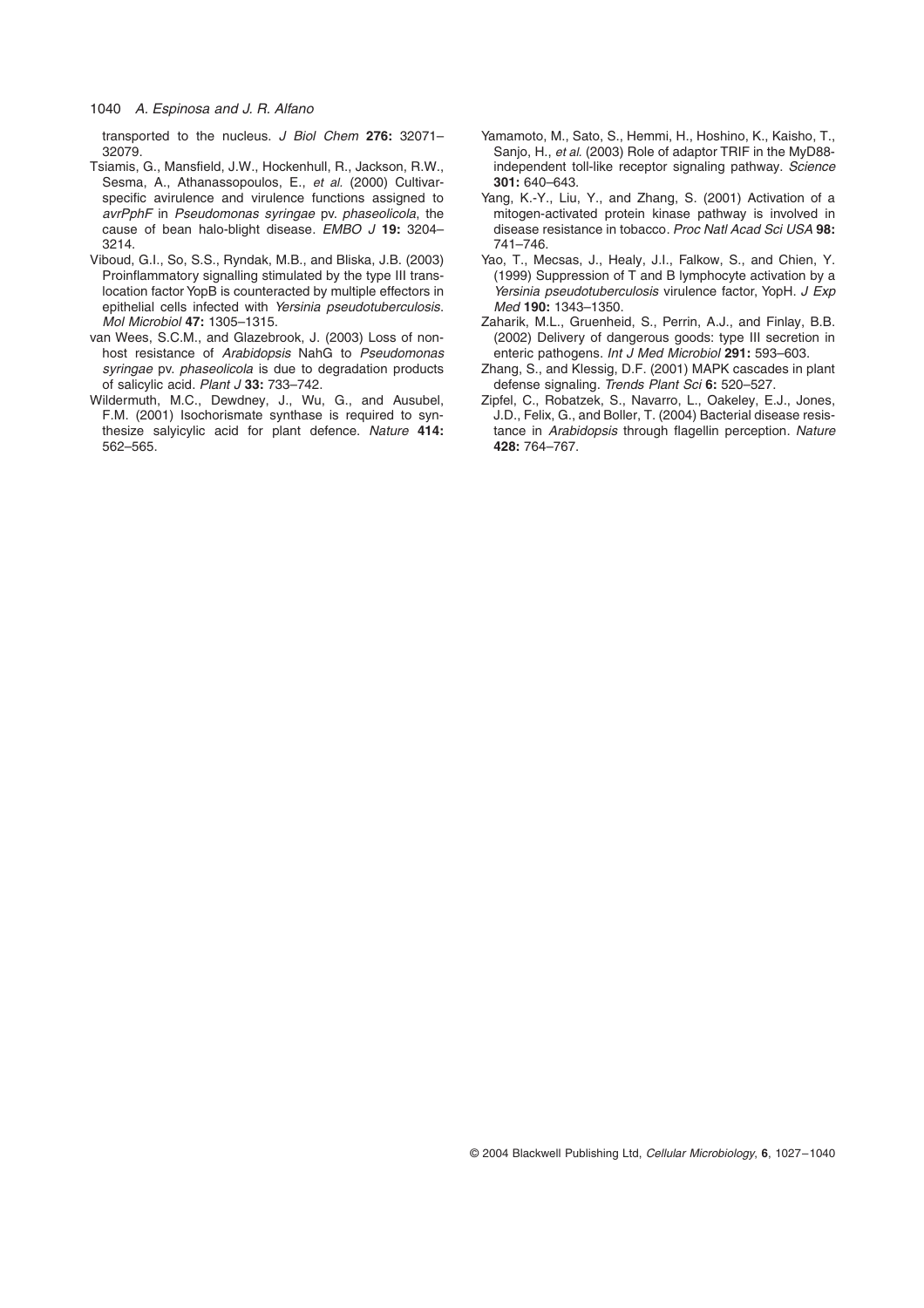transported to the nucleus. *J Biol Chem* **276:** 32071–32079.

Tsiamis, G., Mansfield, J.W., Hockenhull, R., Jackson, R.W., Sesma, A., Athanassopoulos, E., *et al.* (2000) Cultivar-specific avirulence and virulence functions assigned to *avrPphF* in *Pseudomonas syringae* pv. *phaseolicola*, the cause of bean halo-blight disease. *EMBO J* **19:** 3204–3214.

Viboud, G.I., So, S.S., Ryndak, M.B., and Bliska, J.B. (2003) Proinflammatory signalling stimulated by the type III translocation factor YopB is counteracted by multiple effectors in epithelial cells infected with *Yersinia pseudotuberculosis*. *Mol Microbiol* **47:** 1305–1315.

van Wees, S.C.M., and Glazebrook, J. (2003) Loss of non-host resistance of *Arabidopsis* NahG to *Pseudomonas syringae* pv. *phaseolicola* is due to degradation products of salicylic acid. *Plant J* **33:** 733–742.

Wildermuth, M.C., Dewdney, J., Wu, G., and Ausubel, F.M. (2001) Isochorismate synthase is required to synthesize salyicylic acid for plant defence. *Nature* **414:** 562–565.

Yamamoto, M., Sato, S., Hemmi, H., Hoshino, K., Kaisho, T., Sanjo, H., *et al.* (2003) Role of adaptor TRIF in the MyD88-independent toll-like receptor signaling pathway. *Science* **301:** 640–643.

Yang, K.-Y., Liu, Y., and Zhang, S. (2001) Activation of a mitogen-activated protein kinase pathway is involved in disease resistance in tobacco. *Proc Natl Acad Sci USA* **98:** 741–746.

Yao, T., Mecsas, J., Healy, J.I., Falkow, S., and Chien, Y. (1999) Suppression of T and B lymphocyte activation by a *Yersinia pseudotuberculosis* virulence factor, YopH. *J Exp Med* **190:** 1343–1350.

Zaharik, M.L., Gruenheid, S., Perrin, A.J., and Finlay, B.B. (2002) Delivery of dangerous goods: type III secretion in enteric pathogens. *Int J Med Microbiol* **291:** 593–603.

Zhang, S., and Klessig, D.F. (2001) MAPK cascades in plant defense signaling. *Trends Plant Sci* **6:** 520–527.

Zipfel, C., Robatzek, S., Navarro, L., Oakeley, E.J., Jones, J.D., Felix, G., and Boller, T. (2004) Bacterial disease resistance in *Arabidopsis* through flagellin perception. *Nature* **428:** 764–767.